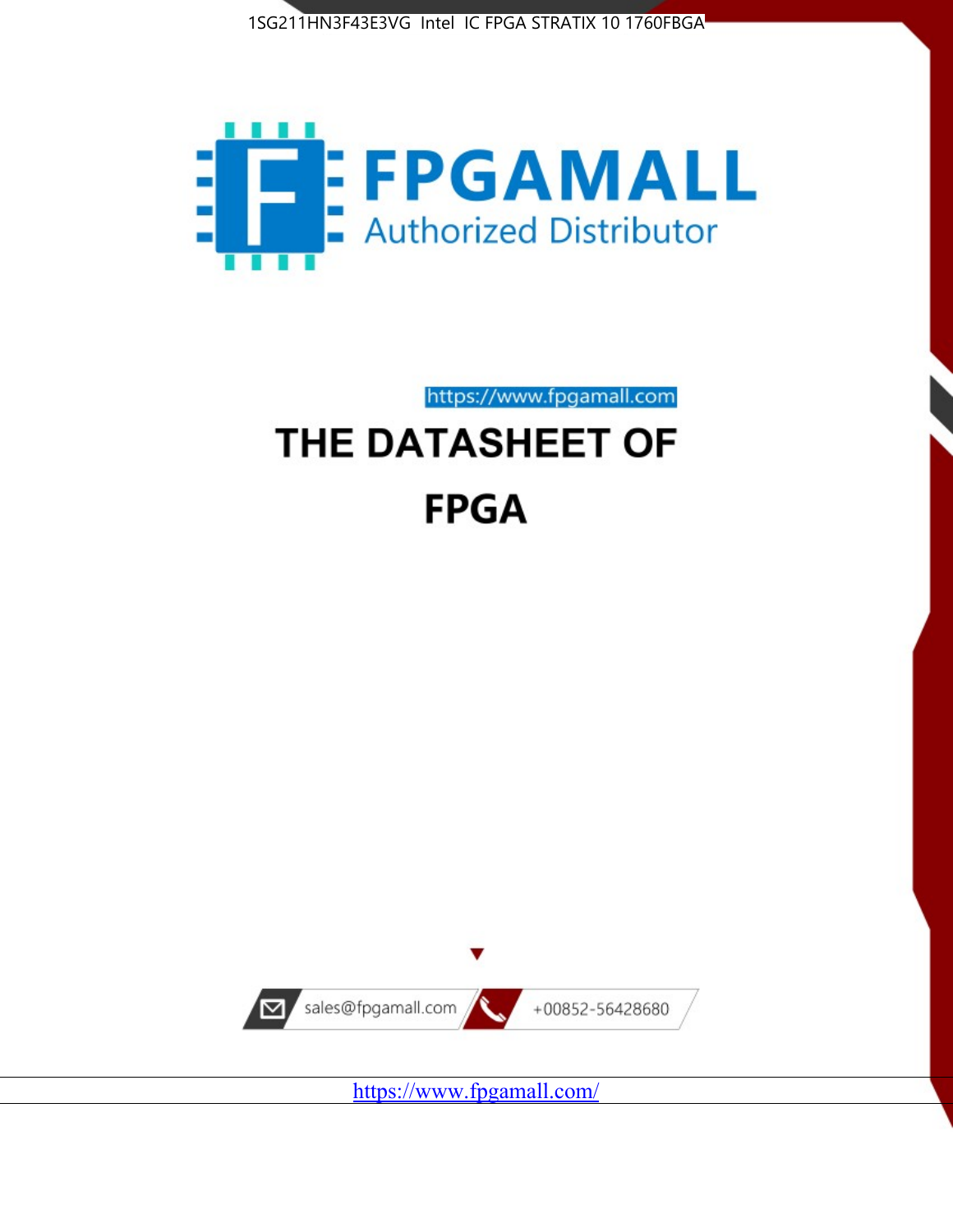1SG211HN3F43E3VG Intel IC FPGA STRATIX 10 1760FBGA

FPGAMALL

Authorized Distributor

https://www.fpgamall.com

# THE DATASHEET OF

# FPGA

sales@fpgamall.com

+00852-56428680

https://www.fpgamall.com/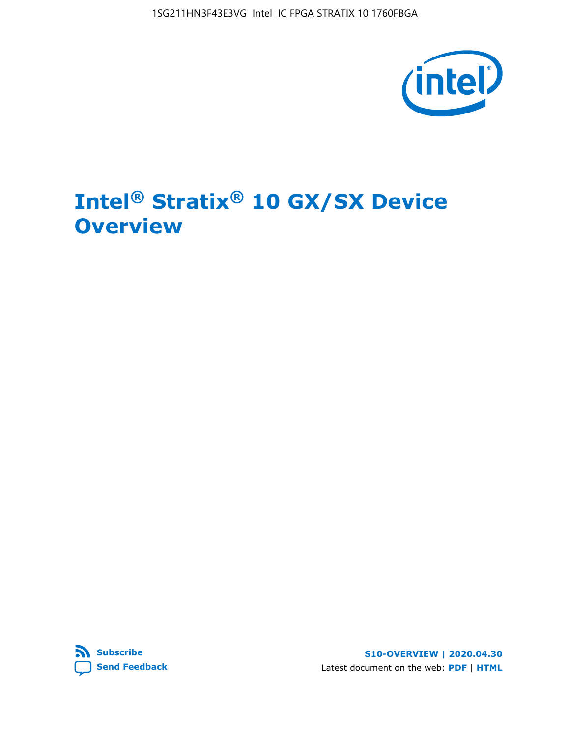# Intel® Stratix® 10 GX/SX Device Overview

Subscribe

Send Feedback

S10-OVERVIEW | 2020.04.30

Latest document on the web: PDF | HTML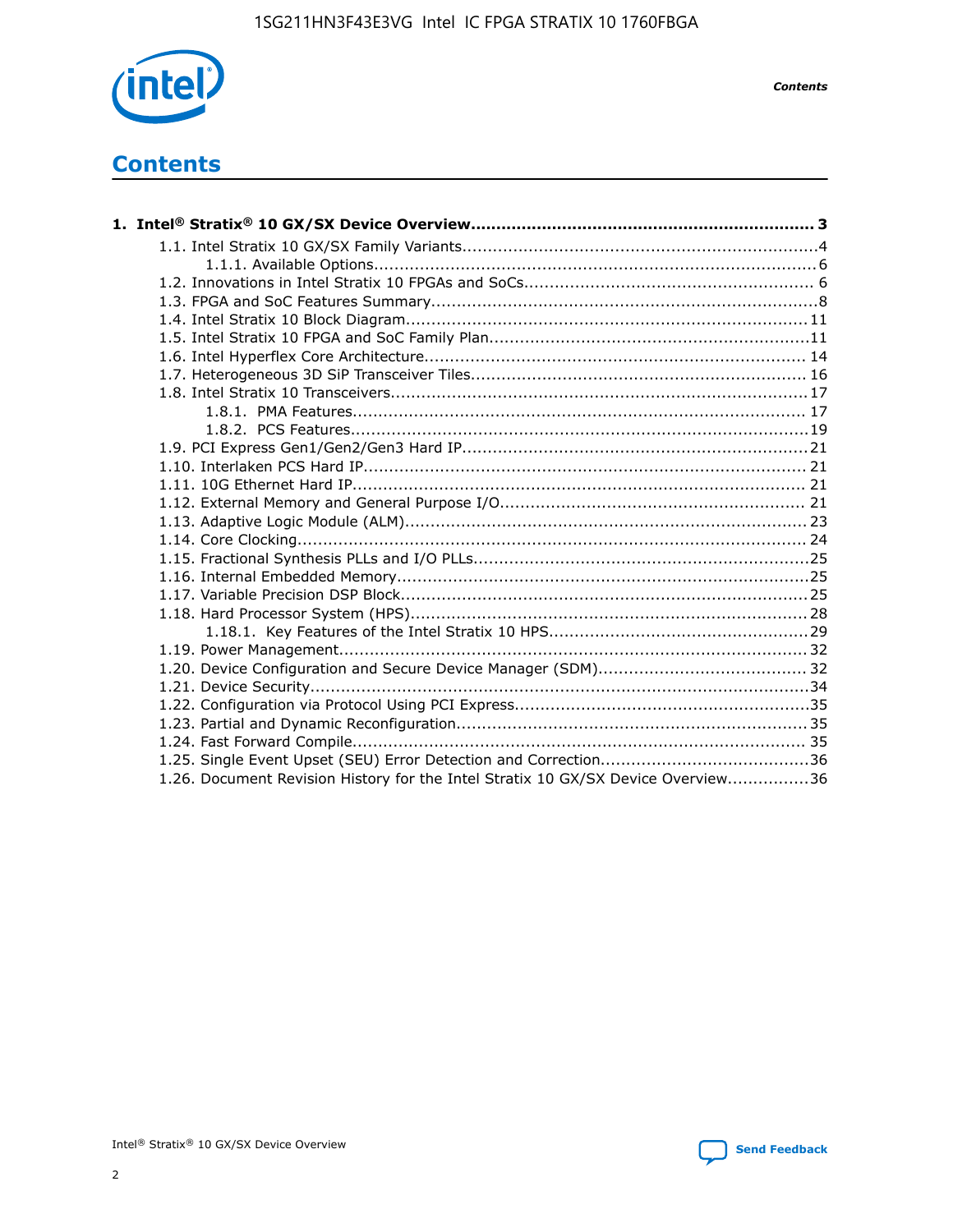# Contents

**1. Intel® Stratix® 10 GX/SX Device Overview.................................................................. 3**

- 1.1. Intel Stratix 10 GX/SX Family Variants.....................................................................4
    - 1.1.1. Available Options......................................................................................6
- 1.2. Innovations in Intel Stratix 10 FPGAs and SoCs........................................................ 6
- 1.3. FPGA and SoC Features Summary...........................................................................8
- 1.4. Intel Stratix 10 Block Diagram..............................................................................11
- 1.5. Intel Stratix 10 FPGA and SoC Family Plan..............................................................11
- 1.6. Intel Hyperflex Core Architecture.......................................................................... 14
- 1.7. Heterogeneous 3D SiP Transceiver Tiles................................................................. 16
- 1.8. Intel Stratix 10 Transceivers................................................................................17
    - 1.8.1. PMA Features........................................................................................ 17
    - 1.8.2. PCS Features.........................................................................................19
- 1.9. PCI Express Gen1/Gen2/Gen3 Hard IP...................................................................21
- 1.10. Interlaken PCS Hard IP...................................................................................... 21
- 1.11. 10G Ethernet Hard IP........................................................................................ 21
- 1.12. External Memory and General Purpose I/O........................................................... 21
- 1.13. Adaptive Logic Module (ALM).............................................................................. 23
- 1.14. Core Clocking................................................................................................... 24
- 1.15. Fractional Synthesis PLLs and I/O PLLs.................................................................25
- 1.16. Internal Embedded Memory................................................................................25
- 1.17. Variable Precision DSP Block...............................................................................25
- 1.18. Hard Processor System (HPS).............................................................................28
    - 1.18.1. Key Features of the Intel Stratix 10 HPS..................................................29
- 1.19. Power Management.......................................................................................... 32
- 1.20. Device Configuration and Secure Device Manager (SDM)......................................... 32
- 1.21. Device Security.................................................................................................34
- 1.22. Configuration via Protocol Using PCI Express.........................................................35
- 1.23. Partial and Dynamic Reconfiguration.................................................................... 35
- 1.24. Fast Forward Compile........................................................................................ 35
- 1.25. Single Event Upset (SEU) Error Detection and Correction.........................................36
- 1.26. Document Revision History for the Intel Stratix 10 GX/SX Device Overview................36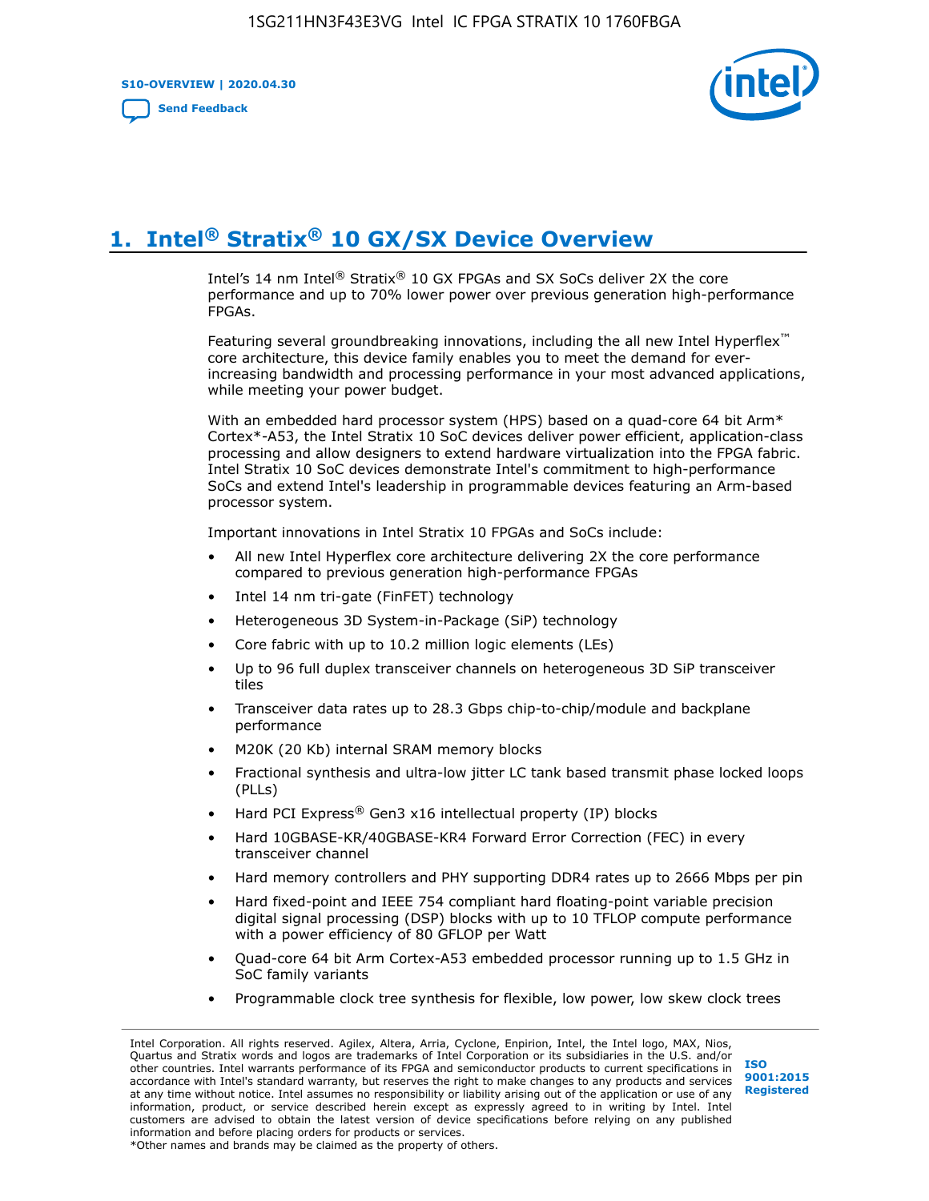# 1. Intel® Stratix® 10 GX/SX Device Overview

Intel's 14 nm Intel® Stratix® 10 GX FPGAs and SX SoCs deliver 2X the core performance and up to 70% lower power over previous generation high-performance FPGAs.

Featuring several groundbreaking innovations, including the all new Intel Hyperflex™ core architecture, this device family enables you to meet the demand for ever-increasing bandwidth and processing performance in your most advanced applications, while meeting your power budget.

With an embedded hard processor system (HPS) based on a quad-core 64 bit Arm* Cortex*-A53, the Intel Stratix 10 SoC devices deliver power efficient, application-class processing and allow designers to extend hardware virtualization into the FPGA fabric. Intel Stratix 10 SoC devices demonstrate Intel's commitment to high-performance SoCs and extend Intel's leadership in programmable devices featuring an Arm-based processor system.

Important innovations in Intel Stratix 10 FPGAs and SoCs include:

- All new Intel Hyperflex core architecture delivering 2X the core performance compared to previous generation high-performance FPGAs
- Intel 14 nm tri-gate (FinFET) technology
- Heterogeneous 3D System-in-Package (SiP) technology
- Core fabric with up to 10.2 million logic elements (LEs)
- Up to 96 full duplex transceiver channels on heterogeneous 3D SiP transceiver tiles
- Transceiver data rates up to 28.3 Gbps chip-to-chip/module and backplane performance
- M20K (20 Kb) internal SRAM memory blocks
- Fractional synthesis and ultra-low jitter LC tank based transmit phase locked loops (PLLs)
- Hard PCI Express® Gen3 x16 intellectual property (IP) blocks
- Hard 10GBASE-KR/40GBASE-KR4 Forward Error Correction (FEC) in every transceiver channel
- Hard memory controllers and PHY supporting DDR4 rates up to 2666 Mbps per pin
- Hard fixed-point and IEEE 754 compliant hard floating-point variable precision digital signal processing (DSP) blocks with up to 10 TFLOP compute performance with a power efficiency of 80 GFLOP per Watt
- Quad-core 64 bit Arm Cortex-A53 embedded processor running up to 1.5 GHz in SoC family variants
- Programmable clock tree synthesis for flexible, low power, low skew clock trees

Intel Corporation. All rights reserved. Agilex, Altera, Arria, Cyclone, Enpirion, Intel, the Intel logo, MAX, Nios, Quartus and Stratix words and logos are trademarks of Intel Corporation or its subsidiaries in the U.S. and/or other countries. Intel warrants performance of its FPGA and semiconductor products to current specifications in accordance with Intel's standard warranty, but reserves the right to make changes to any products and services at any time without notice. Intel assumes no responsibility or liability arising out of the application or use of any information, product, or service described herein except as expressly agreed to in writing by Intel. Intel customers are advised to obtain the latest version of device specifications before relying on any published information and before placing orders for products or services.
*Other names and brands may be claimed as the property of others.

ISO 9001:2015 Registered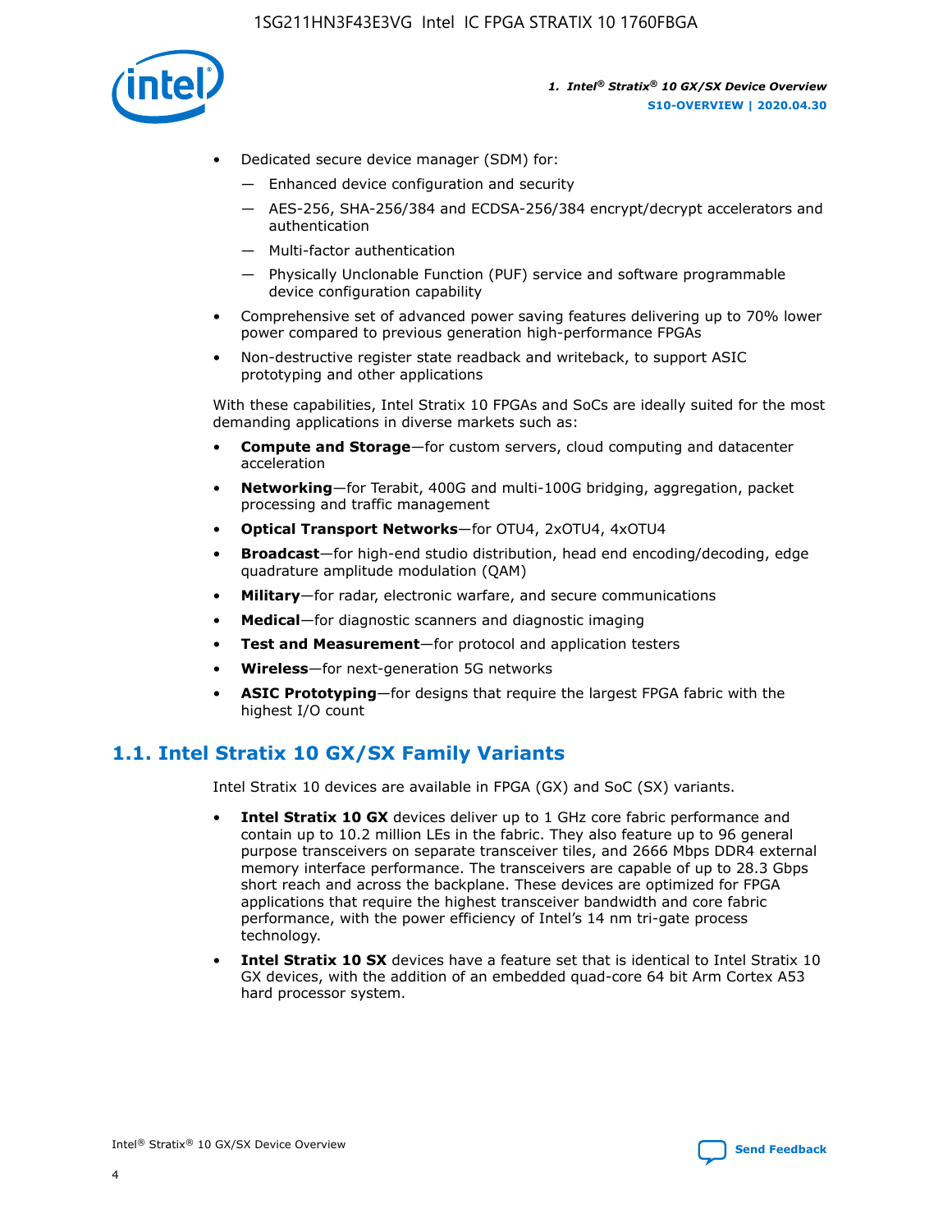- Dedicated secure device manager (SDM) for:
  - — Enhanced device configuration and security
  - — AES-256, SHA-256/384 and ECDSA-256/384 encrypt/decrypt accelerators and authentication
  - — Multi-factor authentication
  - — Physically Unclonable Function (PUF) service and software programmable device configuration capability
- Comprehensive set of advanced power saving features delivering up to 70% lower power compared to previous generation high-performance FPGAs
- Non-destructive register state readback and writeback, to support ASIC prototyping and other applications

With these capabilities, Intel Stratix 10 FPGAs and SoCs are ideally suited for the most demanding applications in diverse markets such as:

- **Compute and Storage**—for custom servers, cloud computing and datacenter acceleration
- **Networking**—for Terabit, 400G and multi-100G bridging, aggregation, packet processing and traffic management
- **Optical Transport Networks**—for OTU4, 2xOTU4, 4xOTU4
- **Broadcast**—for high-end studio distribution, head end encoding/decoding, edge quadrature amplitude modulation (QAM)
- **Military**—for radar, electronic warfare, and secure communications
- **Medical**—for diagnostic scanners and diagnostic imaging
- **Test and Measurement**—for protocol and application testers
- **Wireless**—for next-generation 5G networks
- **ASIC Prototyping**—for designs that require the largest FPGA fabric with the highest I/O count

## 1.1. Intel Stratix 10 GX/SX Family Variants

Intel Stratix 10 devices are available in FPGA (GX) and SoC (SX) variants.

- **Intel Stratix 10 GX** devices deliver up to 1 GHz core fabric performance and contain up to 10.2 million LEs in the fabric. They also feature up to 96 general purpose transceivers on separate transceiver tiles, and 2666 Mbps DDR4 external memory interface performance. The transceivers are capable of up to 28.3 Gbps short reach and across the backplane. These devices are optimized for FPGA applications that require the highest transceiver bandwidth and core fabric performance, with the power efficiency of Intel's 14 nm tri-gate process technology.
- **Intel Stratix 10 SX** devices have a feature set that is identical to Intel Stratix 10 GX devices, with the addition of an embedded quad-core 64 bit Arm Cortex A53 hard processor system.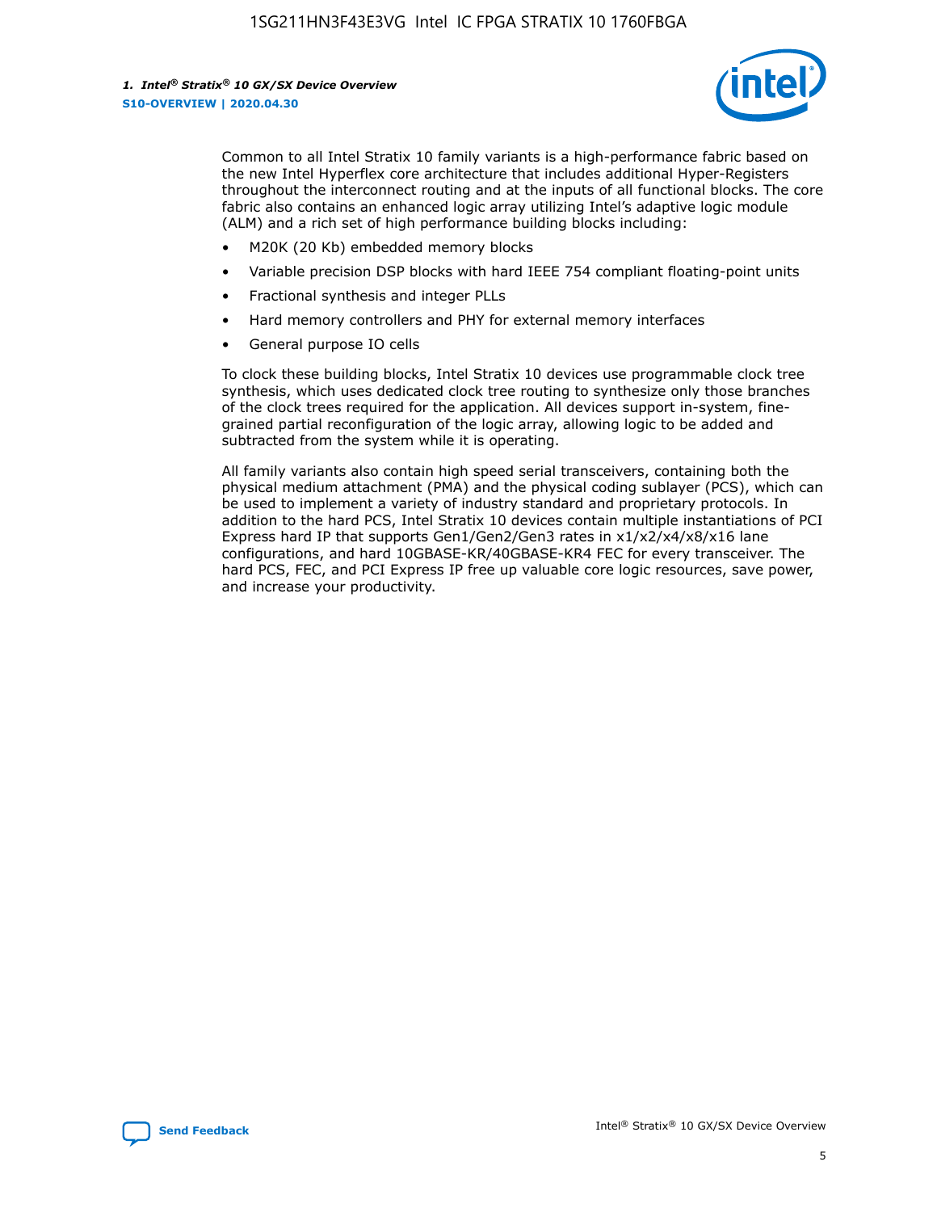Common to all Intel Stratix 10 family variants is a high-performance fabric based on the new Intel Hyperflex core architecture that includes additional Hyper-Registers throughout the interconnect routing and at the inputs of all functional blocks. The core fabric also contains an enhanced logic array utilizing Intel's adaptive logic module (ALM) and a rich set of high performance building blocks including:

- M20K (20 Kb) embedded memory blocks
- Variable precision DSP blocks with hard IEEE 754 compliant floating-point units
- Fractional synthesis and integer PLLs
- Hard memory controllers and PHY for external memory interfaces
- General purpose IO cells

To clock these building blocks, Intel Stratix 10 devices use programmable clock tree synthesis, which uses dedicated clock tree routing to synthesize only those branches of the clock trees required for the application. All devices support in-system, fine-grained partial reconfiguration of the logic array, allowing logic to be added and subtracted from the system while it is operating.

All family variants also contain high speed serial transceivers, containing both the physical medium attachment (PMA) and the physical coding sublayer (PCS), which can be used to implement a variety of industry standard and proprietary protocols. In addition to the hard PCS, Intel Stratix 10 devices contain multiple instantiations of PCI Express hard IP that supports Gen1/Gen2/Gen3 rates in x1/x2/x4/x8/x16 lane configurations, and hard 10GBASE-KR/40GBASE-KR4 FEC for every transceiver. The hard PCS, FEC, and PCI Express IP free up valuable core logic resources, save power, and increase your productivity.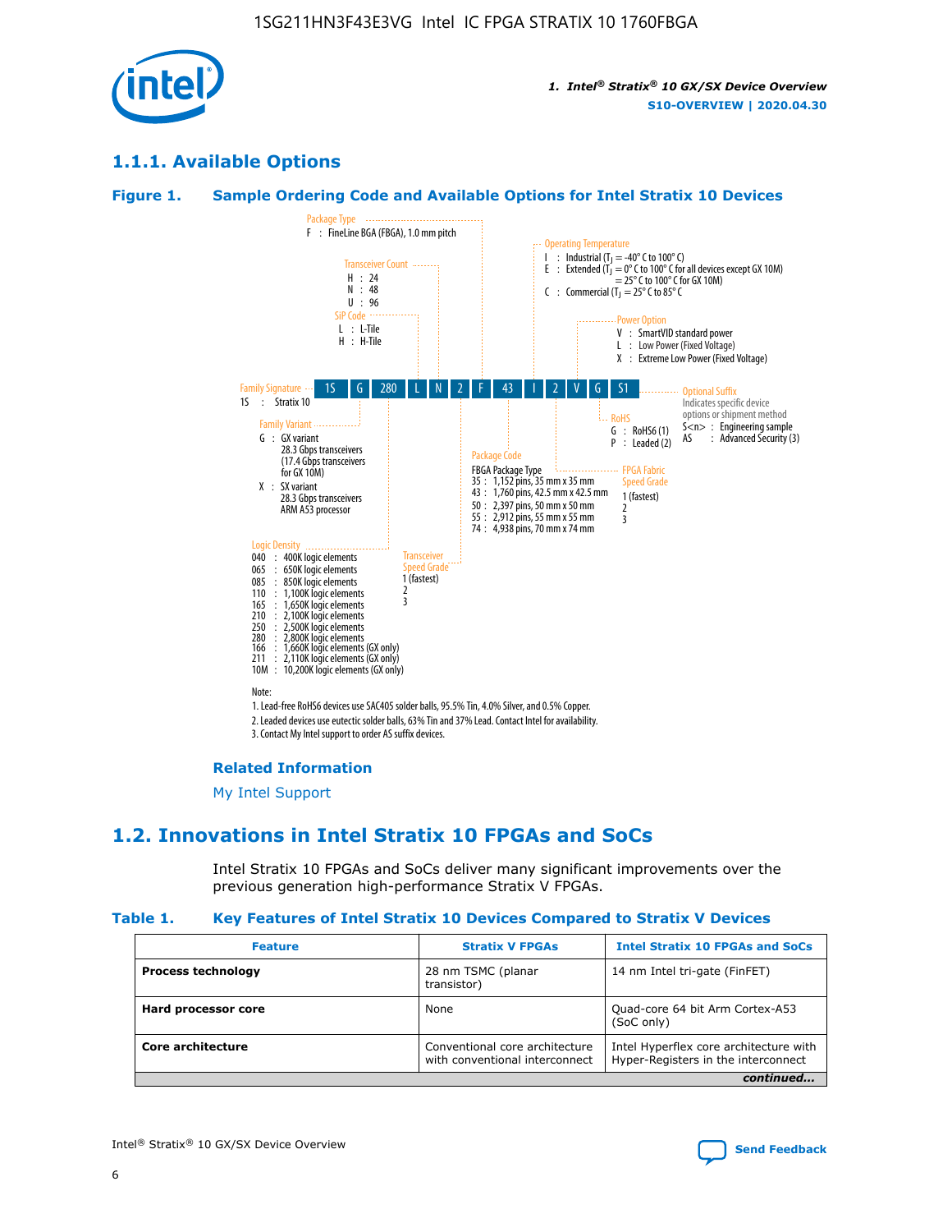## 1.1.1. Available Options

### Figure 1. Sample Ordering Code and Available Options for Intel Stratix 10 Devices

| 1S | G | 280 | L | N | 2 | F | 43 | I | 2 | V | G | S1 |
|---|---|---|---|---|---|---|---|---|---|---|---|---|

**Family Signature**
1S : Stratix 10

**Family Variant**
G : GX variant
28.3 Gbps transceivers
(17.4 Gbps transceivers for GX 10M)
X : SX variant
28.3 Gbps transceivers
ARM A53 processor

**Logic Density**
040 : 400K logic elements
065 : 650K logic elements
085 : 850K logic elements
110 : 1,100K logic elements
165 : 1,650K logic elements
210 : 2,100K logic elements
250 : 2,500K logic elements
280 : 2,800K logic elements
166 : 1,660K logic elements (GX only)
211 : 2,110K logic elements (GX only)
10M : 10,200K logic elements (GX only)

**SiP Code**
L : L-Tile
H : H-Tile

**Transceiver Count**
H : 24
N : 48
U : 96

**Transceiver Speed Grade**
1 (fastest)
2
3

**Package Type**
F : FineLine BGA (FBGA), 1.0 mm pitch

**Package Code**
FBGA Package Type
35 : 1,152 pins, 35 mm x 35 mm
43 : 1,760 pins, 42.5 mm x 42.5 mm
50 : 2,397 pins, 50 mm x 50 mm
55 : 2,912 pins, 55 mm x 55 mm
74 : 4,938 pins, 70 mm x 74 mm

**Operating Temperature**
I : Industrial ($T_J$ = -40° C to 100° C)
E : Extended ($T_J$ = 0° C to 100° C for all devices except GX 10M)
= 25° C to 100° C for GX 10M)
C : Commercial ($T_J$ = 25° C to 85° C

**FPGA Fabric Speed Grade**
1 (fastest)
2
3

**Power Option**
V : SmartVID standard power
L : Low Power (Fixed Voltage)
X : Extreme Low Power (Fixed Voltage)

**RoHS**
G : RoHS6 (1)
P : Leaded (2)

**Optional Suffix**
Indicates specific device options or shipment method
S<n> : Engineering sample
AS : Advanced Security (3)

Note:
1. Lead-free RoHS6 devices use SAC405 solder balls, 95.5% Tin, 4.0% Silver, and 0.5% Copper.
2. Leaded devices use eutectic solder balls, 63% Tin and 37% Lead. Contact Intel for availability.
3. Contact My Intel support to order AS suffix devices.

#### Related Information

My Intel Support

# 1.2. Innovations in Intel Stratix 10 FPGAs and SoCs

Intel Stratix 10 FPGAs and SoCs deliver many significant improvements over the previous generation high-performance Stratix V FPGAs.

### Table 1. Key Features of Intel Stratix 10 Devices Compared to Stratix V Devices

| Feature | Stratix V FPGAs | Intel Stratix 10 FPGAs and SoCs |
|---|---|---|
| **Process technology** | 28 nm TSMC (planar transistor) | 14 nm Intel tri-gate (FinFET) |
| **Hard processor core** | None | Quad-core 64 bit Arm Cortex-A53 (SoC only) |
| **Core architecture** | Conventional core architecture with conventional interconnect | Intel Hyperflex core architecture with Hyper-Registers in the interconnect |

*continued...*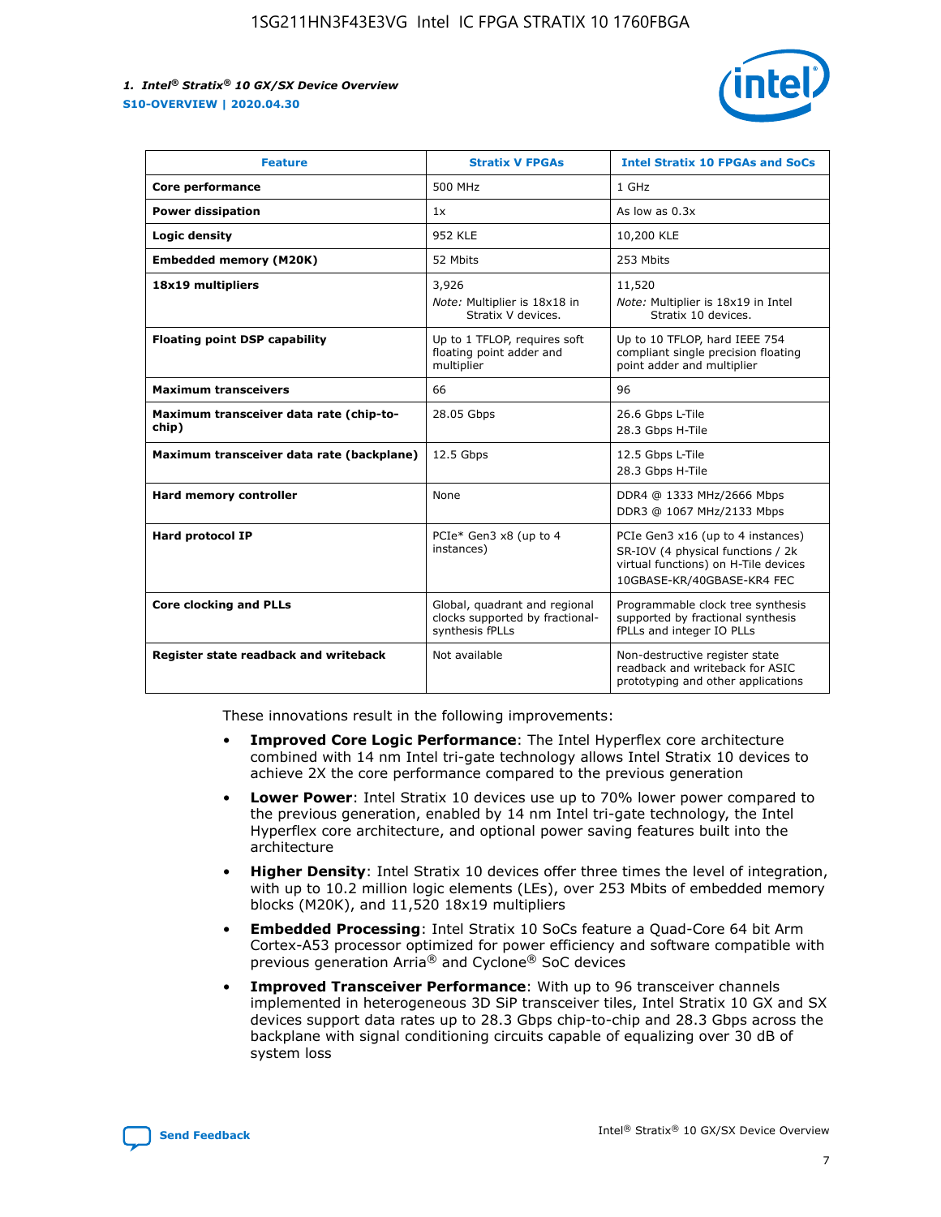| Feature | Stratix V FPGAs | Intel Stratix 10 FPGAs and SoCs |
| --- | --- | --- |
| **Core performance** | 500 MHz | 1 GHz |
| **Power dissipation** | 1x | As low as 0.3x |
| **Logic density** | 952 KLE | 10,200 KLE |
| **Embedded memory (M20K)** | 52 Mbits | 253 Mbits |
| **18x19 multipliers** | 3,926<br>*Note:* Multiplier is 18x18 in Stratix V devices. | 11,520<br>*Note:* Multiplier is 18x19 in Intel Stratix 10 devices. |
| **Floating point DSP capability** | Up to 1 TFLOP, requires soft floating point adder and multiplier | Up to 10 TFLOP, hard IEEE 754 compliant single precision floating point adder and multiplier |
| **Maximum transceivers** | 66 | 96 |
| **Maximum transceiver data rate (chip-to-chip)** | 28.05 Gbps | 26.6 Gbps L-Tile<br>28.3 Gbps H-Tile |
| **Maximum transceiver data rate (backplane)** | 12.5 Gbps | 12.5 Gbps L-Tile<br>28.3 Gbps H-Tile |
| **Hard memory controller** | None | DDR4 @ 1333 MHz/2666 Mbps<br>DDR3 @ 1067 MHz/2133 Mbps |
| **Hard protocol IP** | PCIe* Gen3 x8 (up to 4 instances) | PCIe Gen3 x16 (up to 4 instances)<br>SR-IOV (4 physical functions / 2k virtual functions) on H-Tile devices<br>10GBASE-KR/40GBASE-KR4 FEC |
| **Core clocking and PLLs** | Global, quadrant and regional clocks supported by fractional-synthesis fPLLs | Programmable clock tree synthesis supported by fractional synthesis fPLLs and integer IO PLLs |
| **Register state readback and writeback** | Not available | Non-destructive register state readback and writeback for ASIC prototyping and other applications |

These innovations result in the following improvements:

- **Improved Core Logic Performance**: The Intel Hyperflex core architecture combined with 14 nm Intel tri-gate technology allows Intel Stratix 10 devices to achieve 2X the core performance compared to the previous generation
- **Lower Power**: Intel Stratix 10 devices use up to 70% lower power compared to the previous generation, enabled by 14 nm Intel tri-gate technology, the Intel Hyperflex core architecture, and optional power saving features built into the architecture
- **Higher Density**: Intel Stratix 10 devices offer three times the level of integration, with up to 10.2 million logic elements (LEs), over 253 Mbits of embedded memory blocks (M20K), and 11,520 18x19 multipliers
- **Embedded Processing**: Intel Stratix 10 SoCs feature a Quad-Core 64 bit Arm Cortex-A53 processor optimized for power efficiency and software compatible with previous generation Arria® and Cyclone® SoC devices
- **Improved Transceiver Performance**: With up to 96 transceiver channels implemented in heterogeneous 3D SiP transceiver tiles, Intel Stratix 10 GX and SX devices support data rates up to 28.3 Gbps chip-to-chip and 28.3 Gbps across the backplane with signal conditioning circuits capable of equalizing over 30 dB of system loss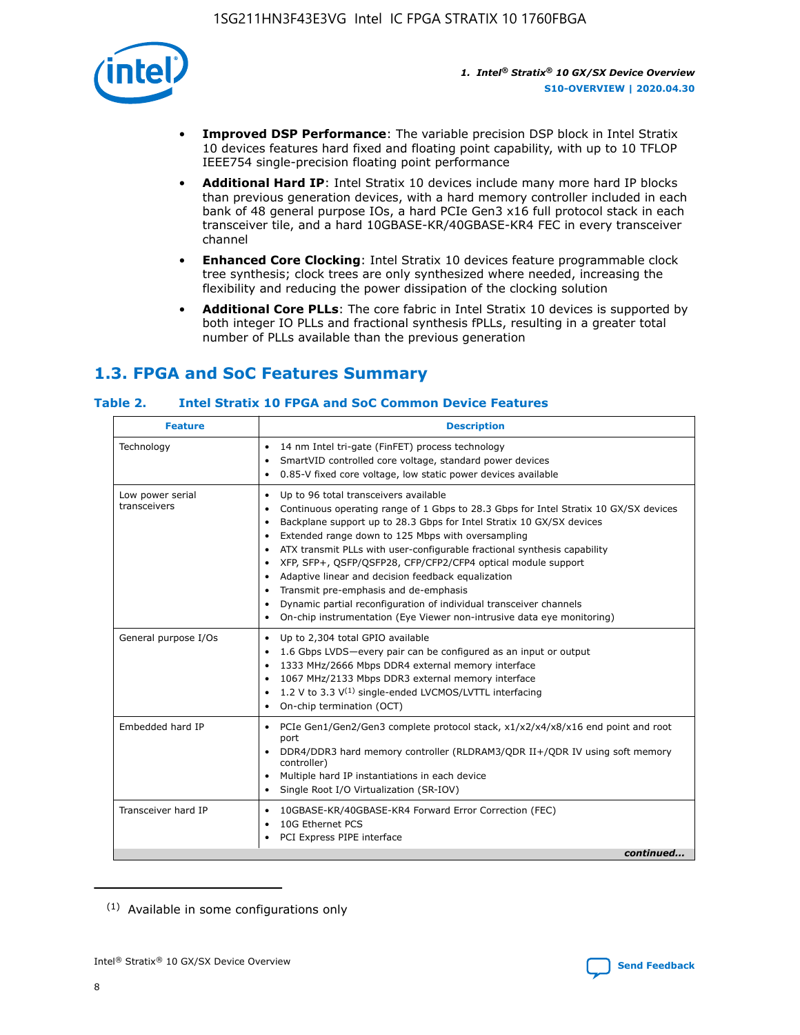- **Improved DSP Performance**: The variable precision DSP block in Intel Stratix 10 devices features hard fixed and floating point capability, with up to 10 TFLOP IEEE754 single-precision floating point performance
- **Additional Hard IP**: Intel Stratix 10 devices include many more hard IP blocks than previous generation devices, with a hard memory controller included in each bank of 48 general purpose IOs, a hard PCIe Gen3 x16 full protocol stack in each transceiver tile, and a hard 10GBASE-KR/40GBASE-KR4 FEC in every transceiver channel
- **Enhanced Core Clocking**: Intel Stratix 10 devices feature programmable clock tree synthesis; clock trees are only synthesized where needed, increasing the flexibility and reducing the power dissipation of the clocking solution
- **Additional Core PLLs**: The core fabric in Intel Stratix 10 devices is supported by both integer IO PLLs and fractional synthesis fPLLs, resulting in a greater total number of PLLs available than the previous generation

## 1.3. FPGA and SoC Features Summary

### Table 2. Intel Stratix 10 FPGA and SoC Common Device Features

| Feature | Description |
|---|---|
| Technology | • 14 nm Intel tri-gate (FinFET) process technology<br>• SmartVID controlled core voltage, standard power devices<br>• 0.85-V fixed core voltage, low static power devices available |
| Low power serial transceivers | • Up to 96 total transceivers available<br>• Continuous operating range of 1 Gbps to 28.3 Gbps for Intel Stratix 10 GX/SX devices<br>• Backplane support up to 28.3 Gbps for Intel Stratix 10 GX/SX devices<br>• Extended range down to 125 Mbps with oversampling<br>• ATX transmit PLLs with user-configurable fractional synthesis capability<br>• XFP, SFP+, QSFP/QSFP28, CFP/CFP2/CFP4 optical module support<br>• Adaptive linear and decision feedback equalization<br>• Transmit pre-emphasis and de-emphasis<br>• Dynamic partial reconfiguration of individual transceiver channels<br>• On-chip instrumentation (Eye Viewer non-intrusive data eye monitoring) |
| General purpose I/Os | • Up to 2,304 total GPIO available<br>• 1.6 Gbps LVDS—every pair can be configured as an input or output<br>• 1333 MHz/2666 Mbps DDR4 external memory interface<br>• 1067 MHz/2133 Mbps DDR3 external memory interface<br>• 1.2 V to 3.3 V[1] single-ended LVCMOS/LVTTL interfacing<br>• On-chip termination (OCT) |
| Embedded hard IP | • PCIe Gen1/Gen2/Gen3 complete protocol stack, x1/x2/x4/x8/x16 end point and root port<br>• DDR4/DDR3 hard memory controller (RLDRAM3/QDR II+/QDR IV using soft memory controller)<br>• Multiple hard IP instantiations in each device<br>• Single Root I/O Virtualization (SR-IOV) |
| Transceiver hard IP | • 10GBASE-KR/40GBASE-KR4 Forward Error Correction (FEC)<br>• 10G Ethernet PCS<br>• PCI Express PIPE interface |

*continued...*

(1) Available in some configurations only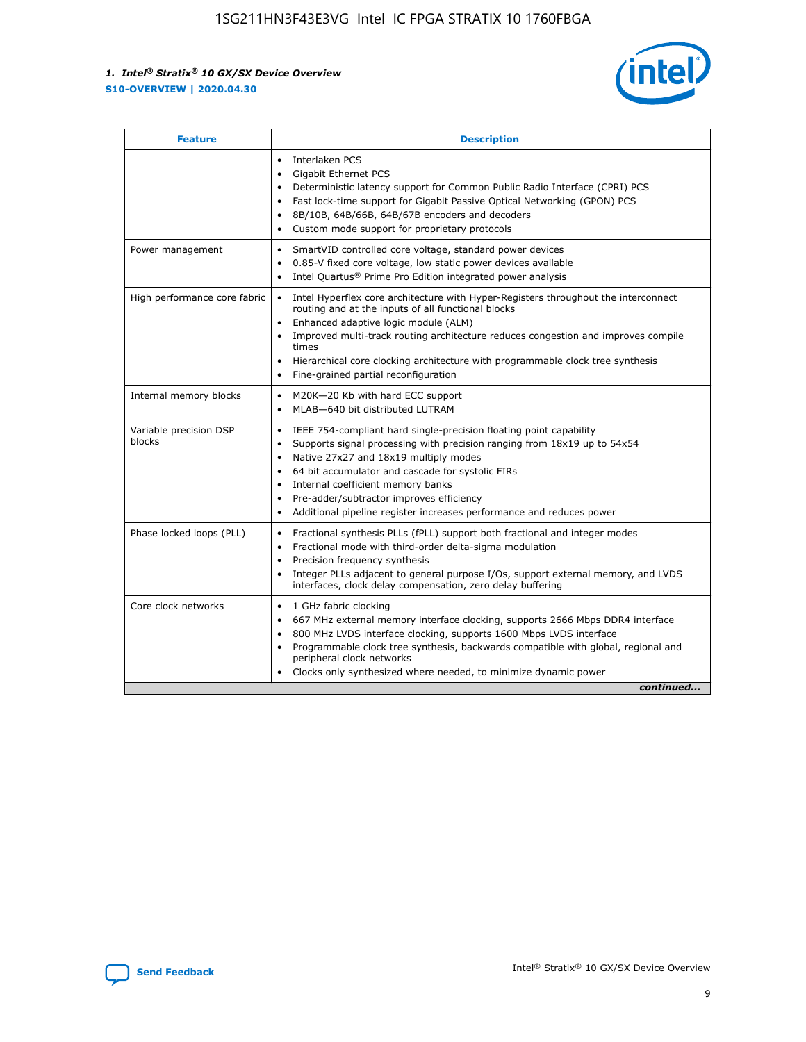| Feature | Description |
| --- | --- |
| | • Interlaken PCS<br>• Gigabit Ethernet PCS<br>• Deterministic latency support for Common Public Radio Interface (CPRI) PCS<br>• Fast lock-time support for Gigabit Passive Optical Networking (GPON) PCS<br>• 8B/10B, 64B/66B, 64B/67B encoders and decoders<br>• Custom mode support for proprietary protocols |
| Power management | • SmartVID controlled core voltage, standard power devices<br>• 0.85-V fixed core voltage, low static power devices available<br>• Intel Quartus® Prime Pro Edition integrated power analysis |
| High performance core fabric | • Intel Hyperflex core architecture with Hyper-Registers throughout the interconnect routing and at the inputs of all functional blocks<br>• Enhanced adaptive logic module (ALM)<br>• Improved multi-track routing architecture reduces congestion and improves compile times<br>• Hierarchical core clocking architecture with programmable clock tree synthesis<br>• Fine-grained partial reconfiguration |
| Internal memory blocks | • M20K—20 Kb with hard ECC support<br>• MLAB—640 bit distributed LUTRAM |
| Variable precision DSP blocks | • IEEE 754-compliant hard single-precision floating point capability<br>• Supports signal processing with precision ranging from 18x19 up to 54x54<br>• Native 27x27 and 18x19 multiply modes<br>• 64 bit accumulator and cascade for systolic FIRs<br>• Internal coefficient memory banks<br>• Pre-adder/subtractor improves efficiency<br>• Additional pipeline register increases performance and reduces power |
| Phase locked loops (PLL) | • Fractional synthesis PLLs (fPLL) support both fractional and integer modes<br>• Fractional mode with third-order delta-sigma modulation<br>• Precision frequency synthesis<br>• Integer PLLs adjacent to general purpose I/Os, support external memory, and LVDS interfaces, clock delay compensation, zero delay buffering |
| Core clock networks | • 1 GHz fabric clocking<br>• 667 MHz external memory interface clocking, supports 2666 Mbps DDR4 interface<br>• 800 MHz LVDS interface clocking, supports 1600 Mbps LVDS interface<br>• Programmable clock tree synthesis, backwards compatible with global, regional and peripheral clock networks<br>• Clocks only synthesized where needed, to minimize dynamic power |

*continued...*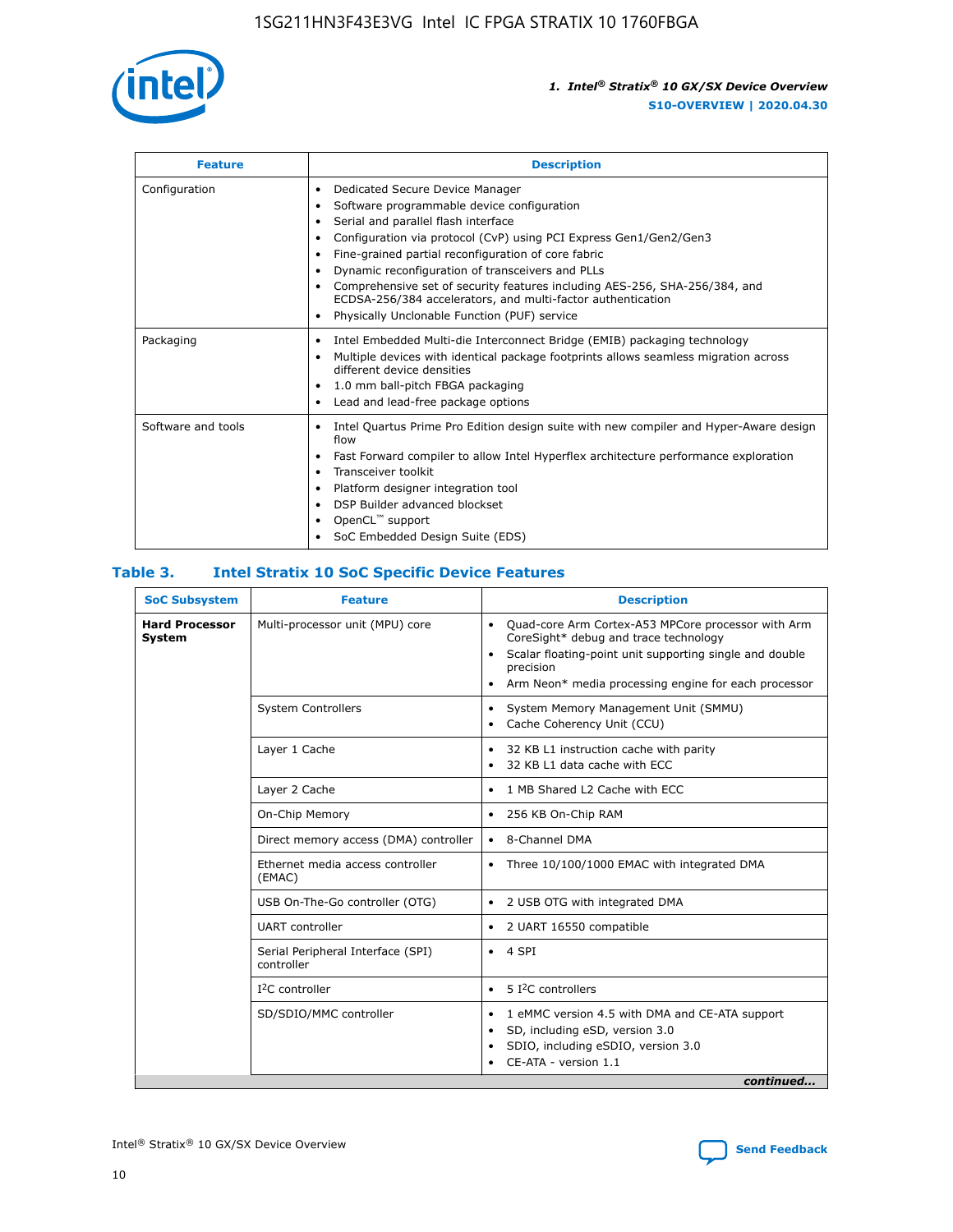| Feature | Description |
| --- | --- |
| Configuration | • Dedicated Secure Device Manager<br>• Software programmable device configuration<br>• Serial and parallel flash interface<br>• Configuration via protocol (CvP) using PCI Express Gen1/Gen2/Gen3<br>• Fine-grained partial reconfiguration of core fabric<br>• Dynamic reconfiguration of transceivers and PLLs<br>• Comprehensive set of security features including AES-256, SHA-256/384, and ECDSA-256/384 accelerators, and multi-factor authentication<br>• Physically Unclonable Function (PUF) service |
| Packaging | • Intel Embedded Multi-die Interconnect Bridge (EMIB) packaging technology<br>• Multiple devices with identical package footprints allows seamless migration across different device densities<br>• 1.0 mm ball-pitch FBGA packaging<br>• Lead and lead-free package options |
| Software and tools | • Intel Quartus Prime Pro Edition design suite with new compiler and Hyper-Aware design flow<br>• Fast Forward compiler to allow Intel Hyperflex architecture performance exploration<br>• Transceiver toolkit<br>• Platform designer integration tool<br>• DSP Builder advanced blockset<br>• OpenCL™ support<br>• SoC Embedded Design Suite (EDS) |

## Table 3. Intel Stratix 10 SoC Specific Device Features

| SoC Subsystem | Feature | Description |
| --- | --- | --- |
| **Hard Processor System** | Multi-processor unit (MPU) core | • Quad-core Arm Cortex-A53 MPCore processor with Arm CoreSight* debug and trace technology<br>• Scalar floating-point unit supporting single and double precision<br>• Arm Neon* media processing engine for each processor |
| | System Controllers | • System Memory Management Unit (SMMU)<br>• Cache Coherency Unit (CCU) |
| | Layer 1 Cache | • 32 KB L1 instruction cache with parity<br>• 32 KB L1 data cache with ECC |
| | Layer 2 Cache | • 1 MB Shared L2 Cache with ECC |
| | On-Chip Memory | • 256 KB On-Chip RAM |
| | Direct memory access (DMA) controller | • 8-Channel DMA |
| | Ethernet media access controller (EMAC) | • Three 10/100/1000 EMAC with integrated DMA |
| | USB On-The-Go controller (OTG) | • 2 USB OTG with integrated DMA |
| | UART controller | • 2 UART 16550 compatible |
| | Serial Peripheral Interface (SPI) controller | • 4 SPI |
| | I²C controller | • 5 I²C controllers |
| | SD/SDIO/MMC controller | • 1 eMMC version 4.5 with DMA and CE-ATA support<br>• SD, including eSD, version 3.0<br>• SDIO, including eSDIO, version 3.0<br>• CE-ATA - version 1.1 |

*continued...*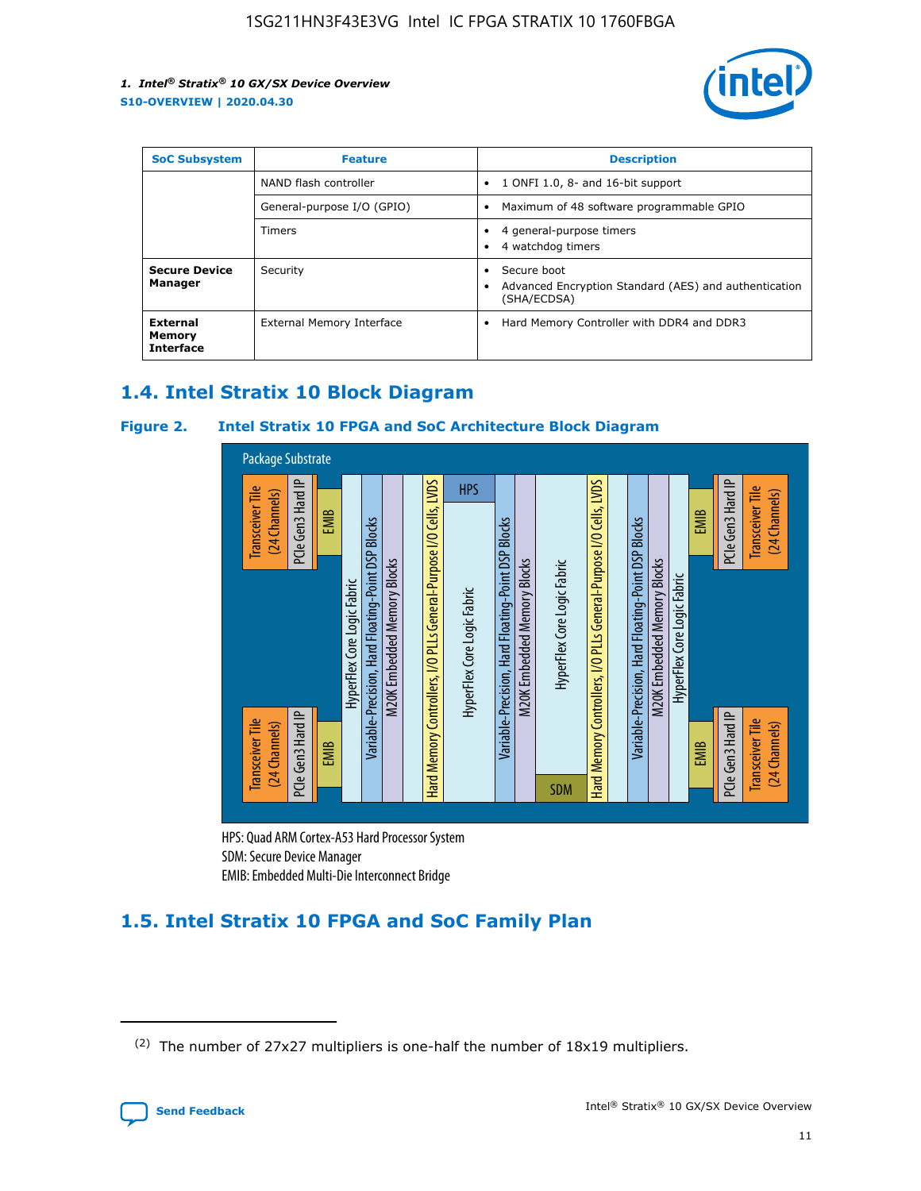| SoC Subsystem | Feature | Description |
| --- | --- | --- |
| | NAND flash controller | • 1 ONFI 1.0, 8- and 16-bit support |
| | General-purpose I/O (GPIO) | • Maximum of 48 software programmable GPIO |
| | Timers | • 4 general-purpose timers<br>• 4 watchdog timers |
| **Secure Device Manager** | Security | • Secure boot<br>• Advanced Encryption Standard (AES) and authentication (SHA/ECDSA) |
| **External Memory Interface** | External Memory Interface | • Hard Memory Controller with DDR4 and DDR3 |

## 1.4. Intel Stratix 10 Block Diagram

**Figure 2. Intel Stratix 10 FPGA and SoC Architecture Block Diagram**

Package Substrate

Transceiver Tile (24 Channels) | PCIe Gen3 Hard IP | EMIB | HyperFlex Core Logic Fabric | Variable-Precision, Hard Floating-Point DSP Blocks | M20K Embedded Memory Blocks | Hard Memory Controllers, I/O PLLs General-Purpose I/O Cells, LVDS | HPS | HyperFlex Core Logic Fabric | Variable-Precision, Hard Floating-Point DSP Blocks | M20K Embedded Memory Blocks | HyperFlex Core Logic Fabric | SDM | Hard Memory Controllers, I/O PLLs General-Purpose I/O Cells, LVDS | Variable-Precision, Hard Floating-Point DSP Blocks | M20K Embedded Memory Blocks | HyperFlex Core Logic Fabric | EMIB | PCIe Gen3 Hard IP | Transceiver Tile (24 Channels)

HPS: Quad ARM Cortex-A53 Hard Processor System
SDM: Secure Device Manager
EMIB: Embedded Multi-Die Interconnect Bridge

## 1.5. Intel Stratix 10 FPGA and SoC Family Plan

(2) The number of 27x27 multipliers is one-half the number of 18x19 multipliers.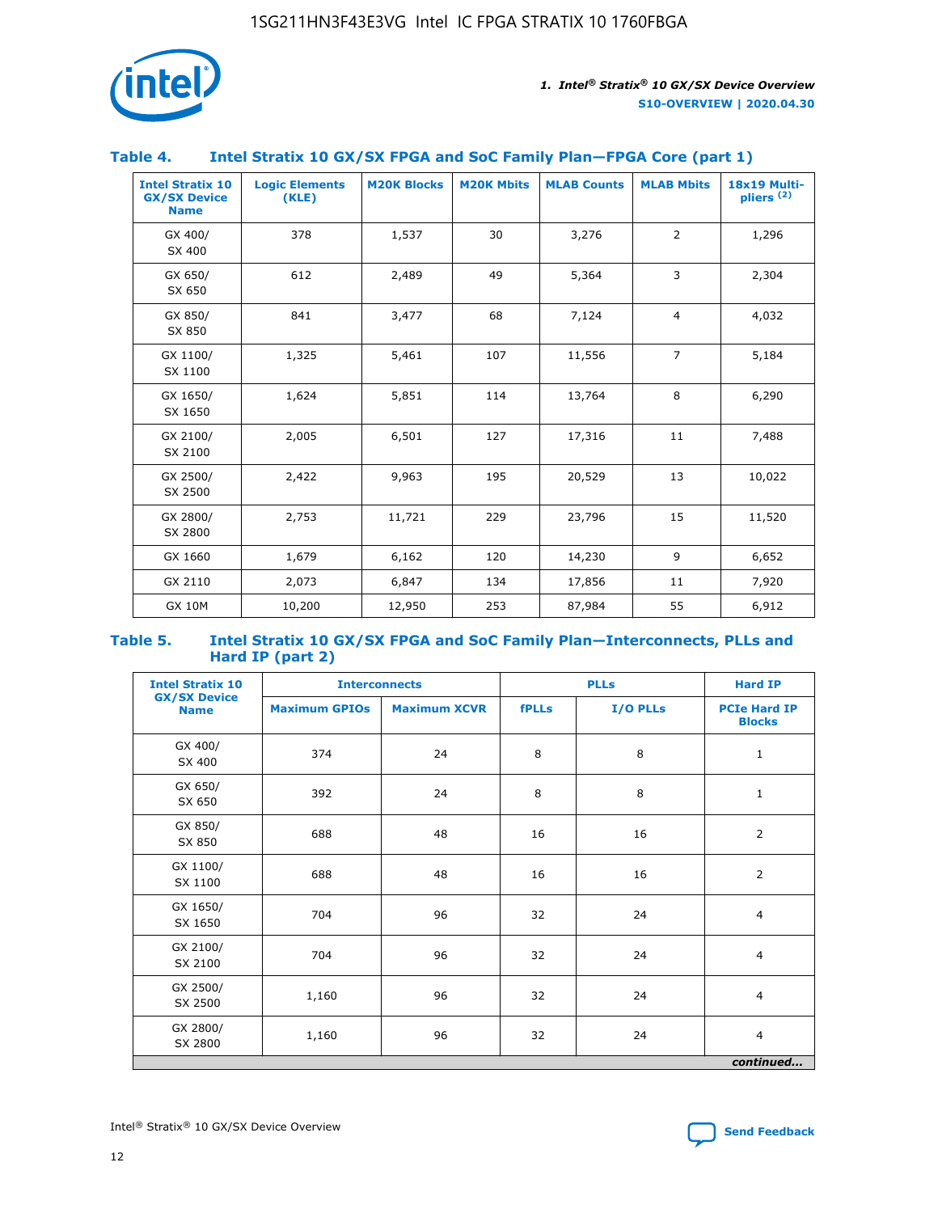## Table 4. Intel Stratix 10 GX/SX FPGA and SoC Family Plan—FPGA Core (part 1)

| Intel Stratix 10 GX/SX Device Name | Logic Elements (KLE) | M20K Blocks | M20K Mbits | MLAB Counts | MLAB Mbits | 18x19 Multipliers (2) |
|---|---|---|---|---|---|---|
| GX 400/ SX 400 | 378 | 1,537 | 30 | 3,276 | 2 | 1,296 |
| GX 650/ SX 650 | 612 | 2,489 | 49 | 5,364 | 3 | 2,304 |
| GX 850/ SX 850 | 841 | 3,477 | 68 | 7,124 | 4 | 4,032 |
| GX 1100/ SX 1100 | 1,325 | 5,461 | 107 | 11,556 | 7 | 5,184 |
| GX 1650/ SX 1650 | 1,624 | 5,851 | 114 | 13,764 | 8 | 6,290 |
| GX 2100/ SX 2100 | 2,005 | 6,501 | 127 | 17,316 | 11 | 7,488 |
| GX 2500/ SX 2500 | 2,422 | 9,963 | 195 | 20,529 | 13 | 10,022 |
| GX 2800/ SX 2800 | 2,753 | 11,721 | 229 | 23,796 | 15 | 11,520 |
| GX 1660 | 1,679 | 6,162 | 120 | 14,230 | 9 | 6,652 |
| GX 2110 | 2,073 | 6,847 | 134 | 17,856 | 11 | 7,920 |
| GX 10M | 10,200 | 12,950 | 253 | 87,984 | 55 | 6,912 |

## Table 5. Intel Stratix 10 GX/SX FPGA and SoC Family Plan—Interconnects, PLLs and Hard IP (part 2)

| Intel Stratix 10 GX/SX Device Name | Interconnects | | PLLs | | Hard IP |
|---|---|---|---|---|---|
| | Maximum GPIOs | Maximum XCVR | fPLLs | I/O PLLs | PCIe Hard IP Blocks |
| GX 400/ SX 400 | 374 | 24 | 8 | 8 | 1 |
| GX 650/ SX 650 | 392 | 24 | 8 | 8 | 1 |
| GX 850/ SX 850 | 688 | 48 | 16 | 16 | 2 |
| GX 1100/ SX 1100 | 688 | 48 | 16 | 16 | 2 |
| GX 1650/ SX 1650 | 704 | 96 | 32 | 24 | 4 |
| GX 2100/ SX 2100 | 704 | 96 | 32 | 24 | 4 |
| GX 2500/ SX 2500 | 1,160 | 96 | 32 | 24 | 4 |
| GX 2800/ SX 2800 | 1,160 | 96 | 32 | 24 | 4 |

*continued...*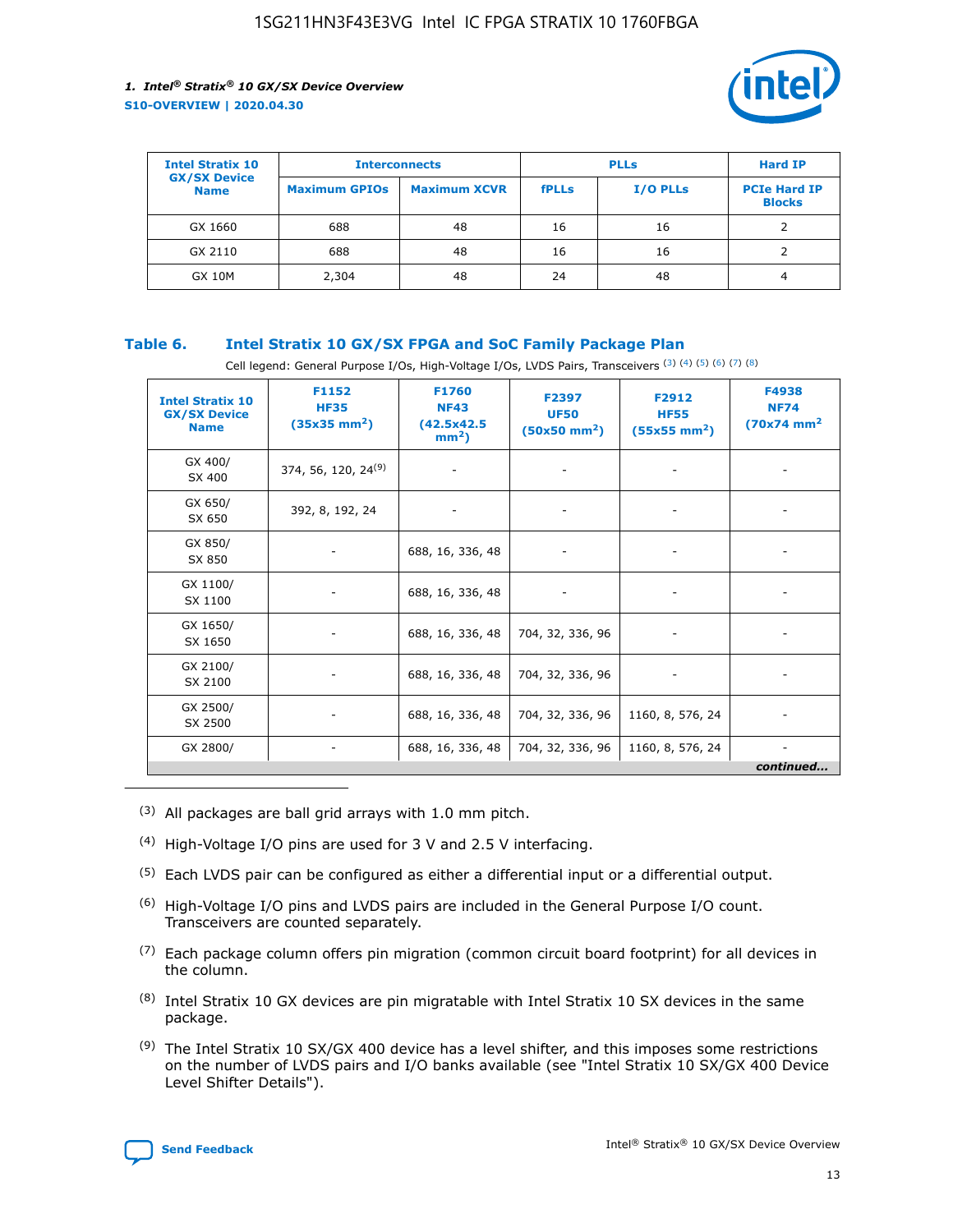| Intel Stratix 10 GX/SX Device Name | Interconnects | | PLLs | | Hard IP |
|---|---|---|---|---|---|
| | Maximum GPIOs | Maximum XCVR | fPLLs | I/O PLLs | PCIe Hard IP Blocks |
| GX 1660 | 688 | 48 | 16 | 16 | 2 |
| GX 2110 | 688 | 48 | 16 | 16 | 2 |
| GX 10M | 2,304 | 48 | 24 | 48 | 4 |

## Table 6. Intel Stratix 10 GX/SX FPGA and SoC Family Package Plan

Cell legend: General Purpose I/Os, High-Voltage I/Os, LVDS Pairs, Transceivers (3) (4) (5) (6) (7) (8)

| Intel Stratix 10 GX/SX Device Name | F1152 HF35 (35x35 mm$^2$) | F1760 NF43 (42.5x42.5 mm$^2$) | F2397 UF50 (50x50 mm$^2$) | F2912 HF55 (55x55 mm$^2$) | F4938 NF74 (70x74 mm$^2$ |
|---|---|---|---|---|---|
| GX 400/ SX 400 | 374, 56, 120, 24[9] | - | - | - | - |
| GX 650/ SX 650 | 392, 8, 192, 24 | - | - | - | - |
| GX 850/ SX 850 | - | 688, 16, 336, 48 | - | - | - |
| GX 1100/ SX 1100 | - | 688, 16, 336, 48 | - | - | - |
| GX 1650/ SX 1650 | - | 688, 16, 336, 48 | 704, 32, 336, 96 | - | - |
| GX 2100/ SX 2100 | - | 688, 16, 336, 48 | 704, 32, 336, 96 | - | - |
| GX 2500/ SX 2500 | - | 688, 16, 336, 48 | 704, 32, 336, 96 | 1160, 8, 576, 24 | - |
| GX 2800/ | - | 688, 16, 336, 48 | 704, 32, 336, 96 | 1160, 8, 576, 24 | - |

*continued...*

(3) All packages are ball grid arrays with 1.0 mm pitch.

(4) High-Voltage I/O pins are used for 3 V and 2.5 V interfacing.

(5) Each LVDS pair can be configured as either a differential input or a differential output.

(6) High-Voltage I/O pins and LVDS pairs are included in the General Purpose I/O count. Transceivers are counted separately.

(7) Each package column offers pin migration (common circuit board footprint) for all devices in the column.

(8) Intel Stratix 10 GX devices are pin migratable with Intel Stratix 10 SX devices in the same package.

(9) The Intel Stratix 10 SX/GX 400 device has a level shifter, and this imposes some restrictions on the number of LVDS pairs and I/O banks available (see "Intel Stratix 10 SX/GX 400 Device Level Shifter Details").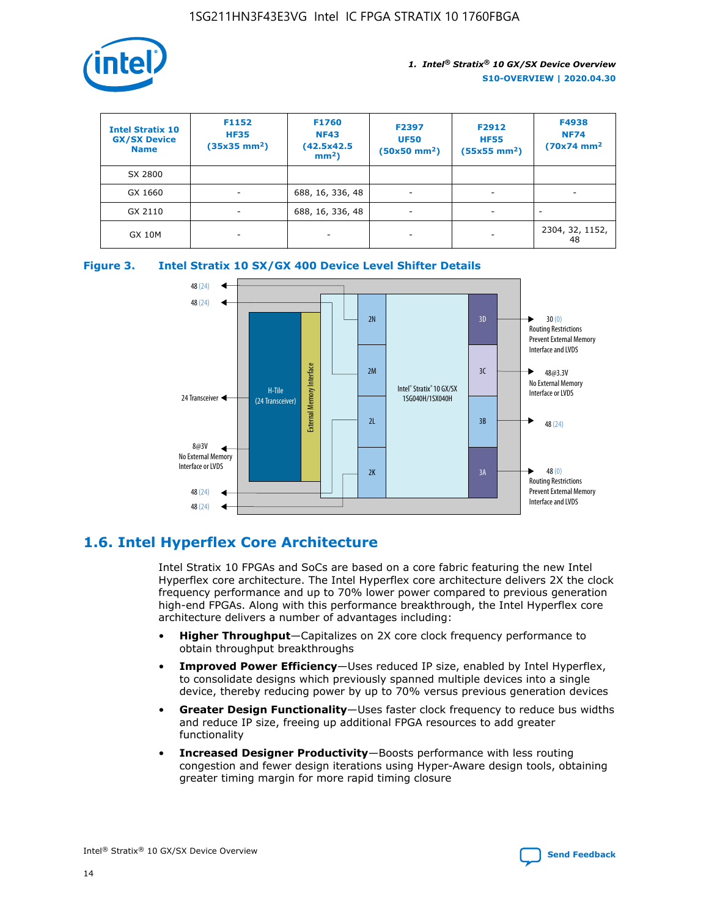| Intel Stratix 10 GX/SX Device Name | F1152 HF35 (35x35 mm²) | F1760 NF43 (42.5x42.5 mm²) | F2397 UF50 (50x50 mm²) | F2912 HF55 (55x55 mm²) | F4938 NF74 (70x74 mm² |
| --- | --- | --- | --- | --- | --- |
| SX 2800 | | | | | |
| GX 1660 | - | 688, 16, 336, 48 | - | - | - |
| GX 2110 | - | 688, 16, 336, 48 | - | - | - |
| GX 10M | - | - | - | - | 2304, 32, 1152, 48 |

**Figure 3. Intel Stratix 10 SX/GX 400 Device Level Shifter Details**

## 1.6. Intel Hyperflex Core Architecture

Intel Stratix 10 FPGAs and SoCs are based on a core fabric featuring the new Intel Hyperflex core architecture. The Intel Hyperflex core architecture delivers 2X the clock frequency performance and up to 70% lower power compared to previous generation high-end FPGAs. Along with this performance breakthrough, the Intel Hyperflex core architecture delivers a number of advantages including:

- **Higher Throughput**—Capitalizes on 2X core clock frequency performance to obtain throughput breakthroughs
- **Improved Power Efficiency**—Uses reduced IP size, enabled by Intel Hyperflex, to consolidate designs which previously spanned multiple devices into a single device, thereby reducing power by up to 70% versus previous generation devices
- **Greater Design Functionality**—Uses faster clock frequency to reduce bus widths and reduce IP size, freeing up additional FPGA resources to add greater functionality
- **Increased Designer Productivity**—Boosts performance with less routing congestion and fewer design iterations using Hyper-Aware design tools, obtaining greater timing margin for more rapid timing closure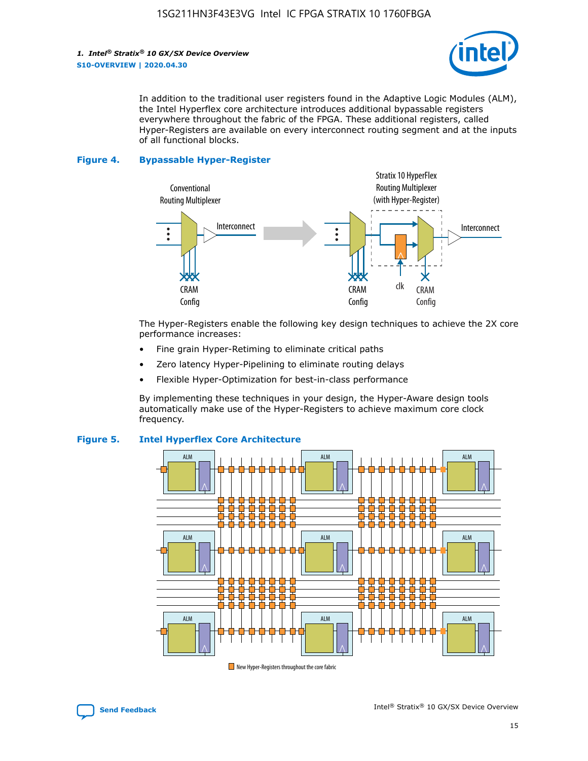In addition to the traditional user registers found in the Adaptive Logic Modules (ALM), the Intel Hyperflex core architecture introduces additional bypassable registers everywhere throughout the fabric of the FPGA. These additional registers, called Hyper-Registers are available on every interconnect routing segment and at the inputs of all functional blocks.

**Figure 4. Bypassable Hyper-Register**

The Hyper-Registers enable the following key design techniques to achieve the 2X core performance increases:

- Fine grain Hyper-Retiming to eliminate critical paths
- Zero latency Hyper-Pipelining to eliminate routing delays
- Flexible Hyper-Optimization for best-in-class performance

By implementing these techniques in your design, the Hyper-Aware design tools automatically make use of the Hyper-Registers to achieve maximum core clock frequency.

**Figure 5. Intel Hyperflex Core Architecture**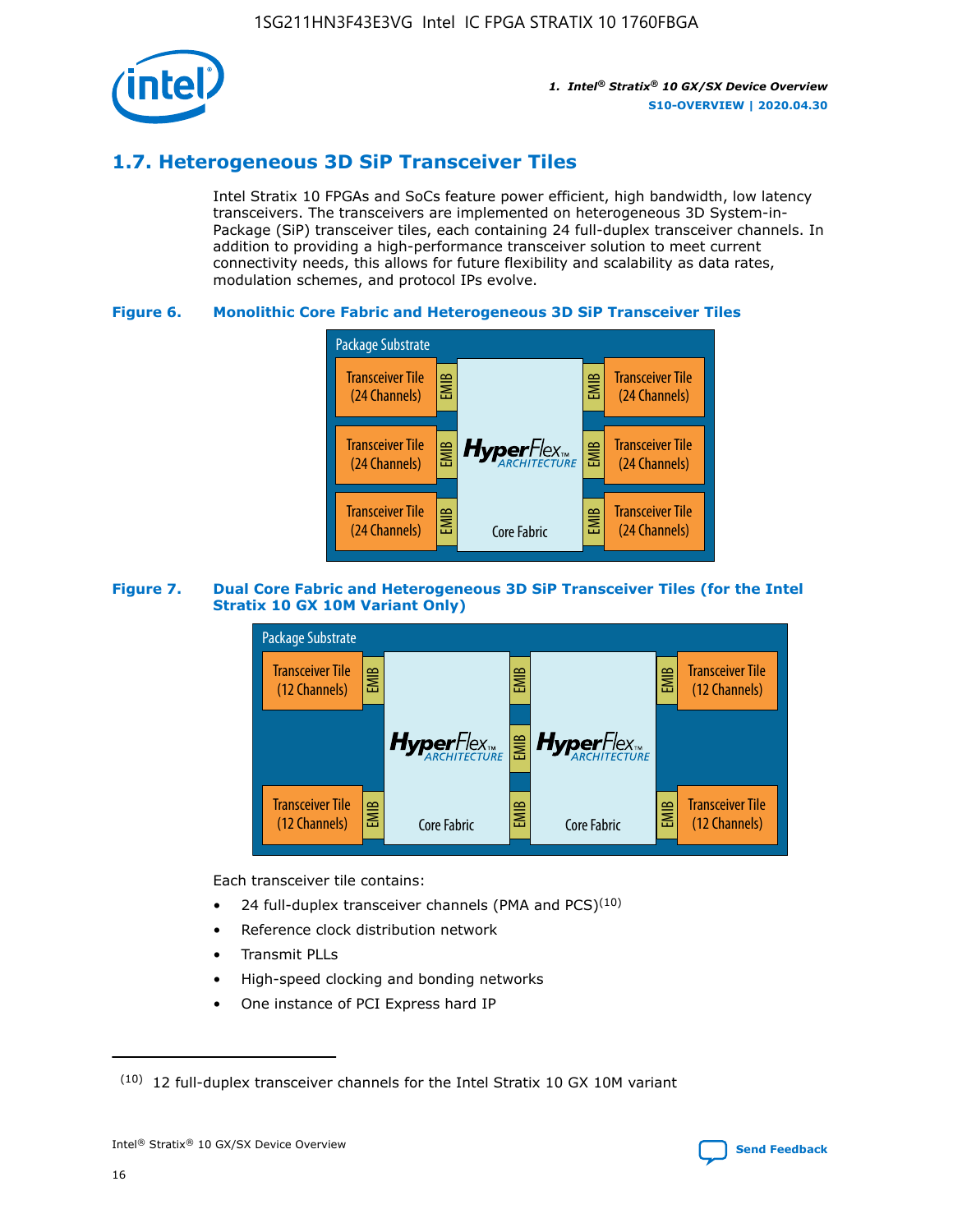## 1.7. Heterogeneous 3D SiP Transceiver Tiles

Intel Stratix 10 FPGAs and SoCs feature power efficient, high bandwidth, low latency transceivers. The transceivers are implemented on heterogeneous 3D System-in-Package (SiP) transceiver tiles, each containing 24 full-duplex transceiver channels. In addition to providing a high-performance transceiver solution to meet current connectivity needs, this allows for future flexibility and scalability as data rates, modulation schemes, and protocol IPs evolve.

**Figure 6. Monolithic Core Fabric and Heterogeneous 3D SiP Transceiver Tiles**

Package Substrate

Transceiver Tile (24 Channels) | EMIB | HyperFlex ARCHITECTURE Core Fabric | EMIB | Transceiver Tile (24 Channels)

**Figure 7. Dual Core Fabric and Heterogeneous 3D SiP Transceiver Tiles (for the Intel Stratix 10 GX 10M Variant Only)**

Package Substrate

Transceiver Tile (12 Channels) | EMIB | HyperFlex ARCHITECTURE Core Fabric | EMIB | HyperFlex ARCHITECTURE Core Fabric | EMIB | Transceiver Tile (12 Channels)

Each transceiver tile contains:

- 24 full-duplex transceiver channels (PMA and PCS)[10]
- Reference clock distribution network
- Transmit PLLs
- High-speed clocking and bonding networks
- One instance of PCI Express hard IP

[10] 12 full-duplex transceiver channels for the Intel Stratix 10 GX 10M variant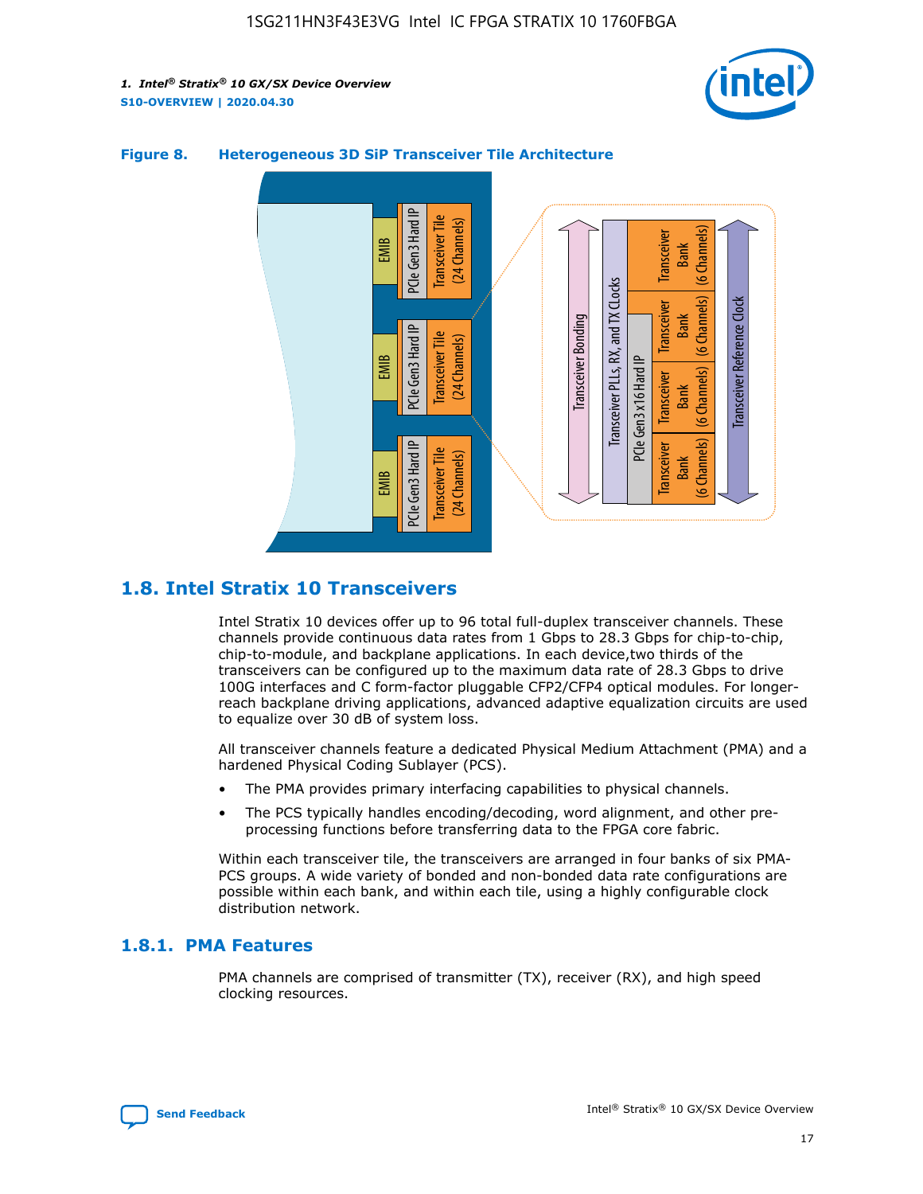**Figure 8. Heterogeneous 3D SiP Transceiver Tile Architecture**

## 1.8. Intel Stratix 10 Transceivers

Intel Stratix 10 devices offer up to 96 total full-duplex transceiver channels. These channels provide continuous data rates from 1 Gbps to 28.3 Gbps for chip-to-chip, chip-to-module, and backplane applications. In each device,two thirds of the transceivers can be configured up to the maximum data rate of 28.3 Gbps to drive 100G interfaces and C form-factor pluggable CFP2/CFP4 optical modules. For longer-reach backplane driving applications, advanced adaptive equalization circuits are used to equalize over 30 dB of system loss.

All transceiver channels feature a dedicated Physical Medium Attachment (PMA) and a hardened Physical Coding Sublayer (PCS).

- The PMA provides primary interfacing capabilities to physical channels.
- The PCS typically handles encoding/decoding, word alignment, and other pre-processing functions before transferring data to the FPGA core fabric.

Within each transceiver tile, the transceivers are arranged in four banks of six PMA-PCS groups. A wide variety of bonded and non-bonded data rate configurations are possible within each bank, and within each tile, using a highly configurable clock distribution network.

### 1.8.1. PMA Features

PMA channels are comprised of transmitter (TX), receiver (RX), and high speed clocking resources.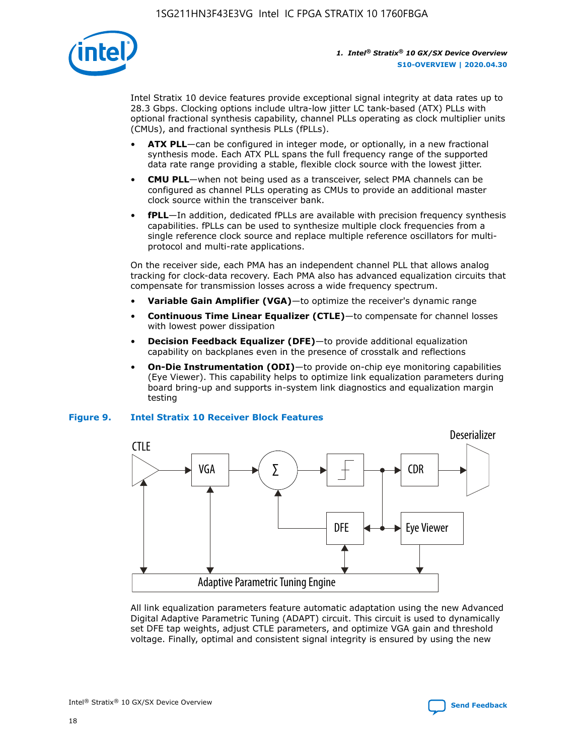Intel Stratix 10 device features provide exceptional signal integrity at data rates up to 28.3 Gbps. Clocking options include ultra-low jitter LC tank-based (ATX) PLLs with optional fractional synthesis capability, channel PLLs operating as clock multiplier units (CMUs), and fractional synthesis PLLs (fPLLs).

- **ATX PLL**—can be configured in integer mode, or optionally, in a new fractional synthesis mode. Each ATX PLL spans the full frequency range of the supported data rate range providing a stable, flexible clock source with the lowest jitter.
- **CMU PLL**—when not being used as a transceiver, select PMA channels can be configured as channel PLLs operating as CMUs to provide an additional master clock source within the transceiver bank.
- **fPLL**—In addition, dedicated fPLLs are available with precision frequency synthesis capabilities. fPLLs can be used to synthesize multiple clock frequencies from a single reference clock source and replace multiple reference oscillators for multi-protocol and multi-rate applications.

On the receiver side, each PMA has an independent channel PLL that allows analog tracking for clock-data recovery. Each PMA also has advanced equalization circuits that compensate for transmission losses across a wide frequency spectrum.

- **Variable Gain Amplifier (VGA)**—to optimize the receiver's dynamic range
- **Continuous Time Linear Equalizer (CTLE)**—to compensate for channel losses with lowest power dissipation
- **Decision Feedback Equalizer (DFE)**—to provide additional equalization capability on backplanes even in the presence of crosstalk and reflections
- **On-Die Instrumentation (ODI)**—to provide on-chip eye monitoring capabilities (Eye Viewer). This capability helps to optimize link equalization parameters during board bring-up and supports in-system link diagnostics and equalization margin testing

**Figure 9. Intel Stratix 10 Receiver Block Features**

All link equalization parameters feature automatic adaptation using the new Advanced Digital Adaptive Parametric Tuning (ADAPT) circuit. This circuit is used to dynamically set DFE tap weights, adjust CTLE parameters, and optimize VGA gain and threshold voltage. Finally, optimal and consistent signal integrity is ensured by using the new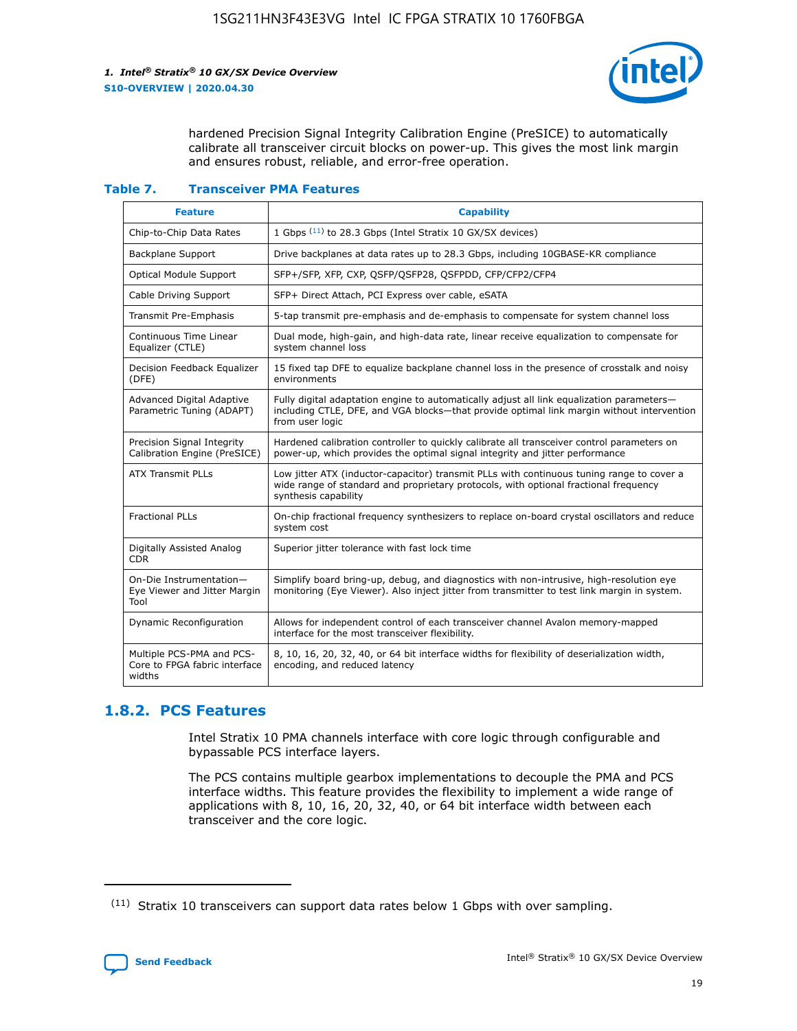hardened Precision Signal Integrity Calibration Engine (PreSICE) to automatically calibrate all transceiver circuit blocks on power-up. This gives the most link margin and ensures robust, reliable, and error-free operation.

**Table 7. Transceiver PMA Features**

| Feature | Capability |
|---|---|
| Chip-to-Chip Data Rates | 1 Gbps [11] to 28.3 Gbps (Intel Stratix 10 GX/SX devices) |
| Backplane Support | Drive backplanes at data rates up to 28.3 Gbps, including 10GBASE-KR compliance |
| Optical Module Support | SFP+/SFP, XFP, CXP, QSFP/QSFP28, QSFPDD, CFP/CFP2/CFP4 |
| Cable Driving Support | SFP+ Direct Attach, PCI Express over cable, eSATA |
| Transmit Pre-Emphasis | 5-tap transmit pre-emphasis and de-emphasis to compensate for system channel loss |
| Continuous Time Linear Equalizer (CTLE) | Dual mode, high-gain, and high-data rate, linear receive equalization to compensate for system channel loss |
| Decision Feedback Equalizer (DFE) | 15 fixed tap DFE to equalize backplane channel loss in the presence of crosstalk and noisy environments |
| Advanced Digital Adaptive Parametric Tuning (ADAPT) | Fully digital adaptation engine to automatically adjust all link equalization parameters—including CTLE, DFE, and VGA blocks—that provide optimal link margin without intervention from user logic |
| Precision Signal Integrity Calibration Engine (PreSICE) | Hardened calibration controller to quickly calibrate all transceiver control parameters on power-up, which provides the optimal signal integrity and jitter performance |
| ATX Transmit PLLs | Low jitter ATX (inductor-capacitor) transmit PLLs with continuous tuning range to cover a wide range of standard and proprietary protocols, with optional fractional frequency synthesis capability |
| Fractional PLLs | On-chip fractional frequency synthesizers to replace on-board crystal oscillators and reduce system cost |
| Digitally Assisted Analog CDR | Superior jitter tolerance with fast lock time |
| On-Die Instrumentation—Eye Viewer and Jitter Margin Tool | Simplify board bring-up, debug, and diagnostics with non-intrusive, high-resolution eye monitoring (Eye Viewer). Also inject jitter from transmitter to test link margin in system. |
| Dynamic Reconfiguration | Allows for independent control of each transceiver channel Avalon memory-mapped interface for the most transceiver flexibility. |
| Multiple PCS-PMA and PCS-Core to FPGA fabric interface widths | 8, 10, 16, 20, 32, 40, or 64 bit interface widths for flexibility of deserialization width, encoding, and reduced latency |

### 1.8.2. PCS Features

Intel Stratix 10 PMA channels interface with core logic through configurable and bypassable PCS interface layers.

The PCS contains multiple gearbox implementations to decouple the PMA and PCS interface widths. This feature provides the flexibility to implement a wide range of applications with 8, 10, 16, 20, 32, 40, or 64 bit interface width between each transceiver and the core logic.

[11] Stratix 10 transceivers can support data rates below 1 Gbps with over sampling.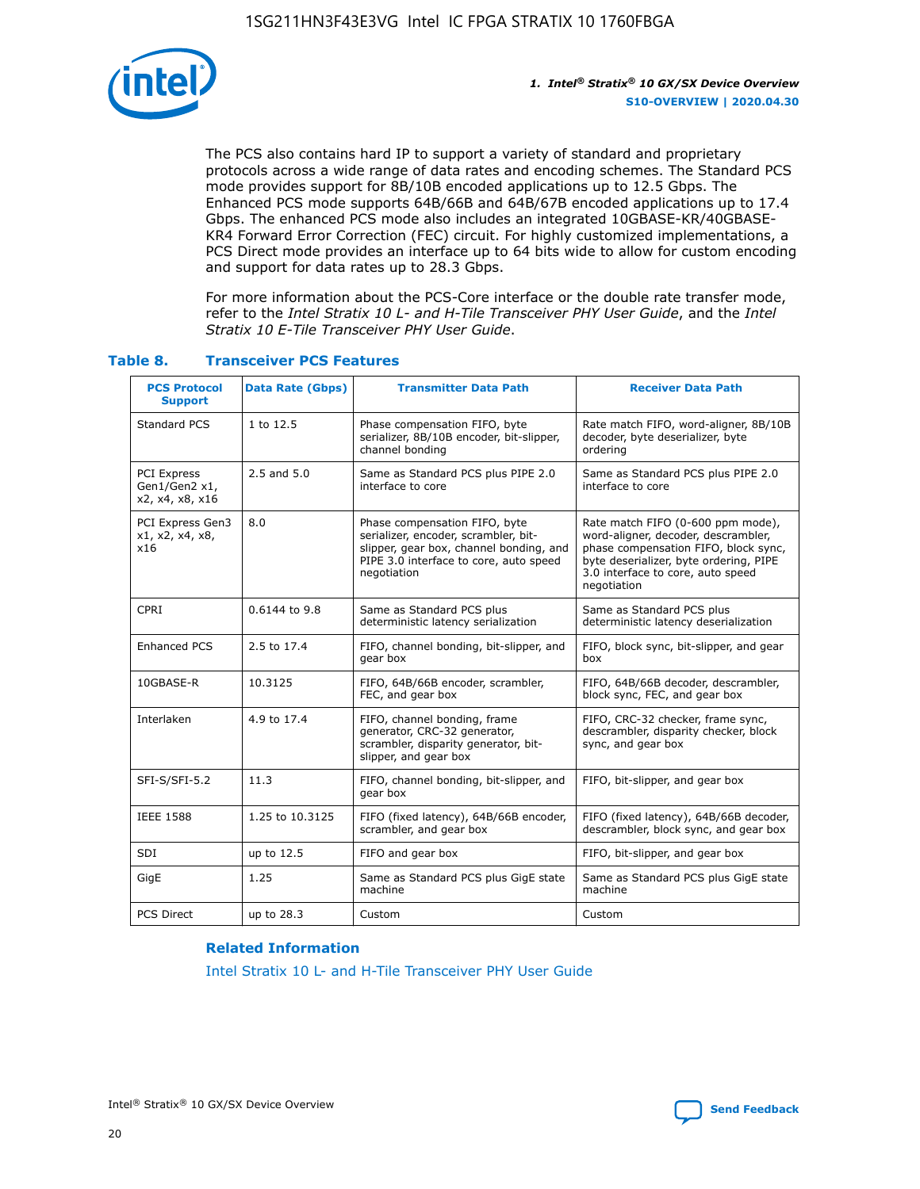The PCS also contains hard IP to support a variety of standard and proprietary protocols across a wide range of data rates and encoding schemes. The Standard PCS mode provides support for 8B/10B encoded applications up to 12.5 Gbps. The Enhanced PCS mode supports 64B/66B and 64B/67B encoded applications up to 17.4 Gbps. The enhanced PCS mode also includes an integrated 10GBASE-KR/40GBASE-KR4 Forward Error Correction (FEC) circuit. For highly customized implementations, a PCS Direct mode provides an interface up to 64 bits wide to allow for custom encoding and support for data rates up to 28.3 Gbps.

For more information about the PCS-Core interface or the double rate transfer mode, refer to the *Intel Stratix 10 L- and H-Tile Transceiver PHY User Guide*, and the *Intel Stratix 10 E-Tile Transceiver PHY User Guide*.

### Table 8. Transceiver PCS Features

| PCS Protocol Support | Data Rate (Gbps) | Transmitter Data Path | Receiver Data Path |
|---|---|---|---|
| Standard PCS | 1 to 12.5 | Phase compensation FIFO, byte serializer, 8B/10B encoder, bit-slipper, channel bonding | Rate match FIFO, word-aligner, 8B/10B decoder, byte deserializer, byte ordering |
| PCI Express Gen1/Gen2 x1, x2, x4, x8, x16 | 2.5 and 5.0 | Same as Standard PCS plus PIPE 2.0 interface to core | Same as Standard PCS plus PIPE 2.0 interface to core |
| PCI Express Gen3 x1, x2, x4, x8, x16 | 8.0 | Phase compensation FIFO, byte serializer, encoder, scrambler, bit-slipper, gear box, channel bonding, and PIPE 3.0 interface to core, auto speed negotiation | Rate match FIFO (0-600 ppm mode), word-aligner, decoder, descrambler, phase compensation FIFO, block sync, byte deserializer, byte ordering, PIPE 3.0 interface to core, auto speed negotiation |
| CPRI | 0.6144 to 9.8 | Same as Standard PCS plus deterministic latency serialization | Same as Standard PCS plus deterministic latency deserialization |
| Enhanced PCS | 2.5 to 17.4 | FIFO, channel bonding, bit-slipper, and gear box | FIFO, block sync, bit-slipper, and gear box |
| 10GBASE-R | 10.3125 | FIFO, 64B/66B encoder, scrambler, FEC, and gear box | FIFO, 64B/66B decoder, descrambler, block sync, FEC, and gear box |
| Interlaken | 4.9 to 17.4 | FIFO, channel bonding, frame generator, CRC-32 generator, scrambler, disparity generator, bit-slipper, and gear box | FIFO, CRC-32 checker, frame sync, descrambler, disparity checker, block sync, and gear box |
| SFI-S/SFI-5.2 | 11.3 | FIFO, channel bonding, bit-slipper, and gear box | FIFO, bit-slipper, and gear box |
| IEEE 1588 | 1.25 to 10.3125 | FIFO (fixed latency), 64B/66B encoder, scrambler, and gear box | FIFO (fixed latency), 64B/66B decoder, descrambler, block sync, and gear box |
| SDI | up to 12.5 | FIFO and gear box | FIFO, bit-slipper, and gear box |
| GigE | 1.25 | Same as Standard PCS plus GigE state machine | Same as Standard PCS plus GigE state machine |
| PCS Direct | up to 28.3 | Custom | Custom |

#### Related Information

Intel Stratix 10 L- and H-Tile Transceiver PHY User Guide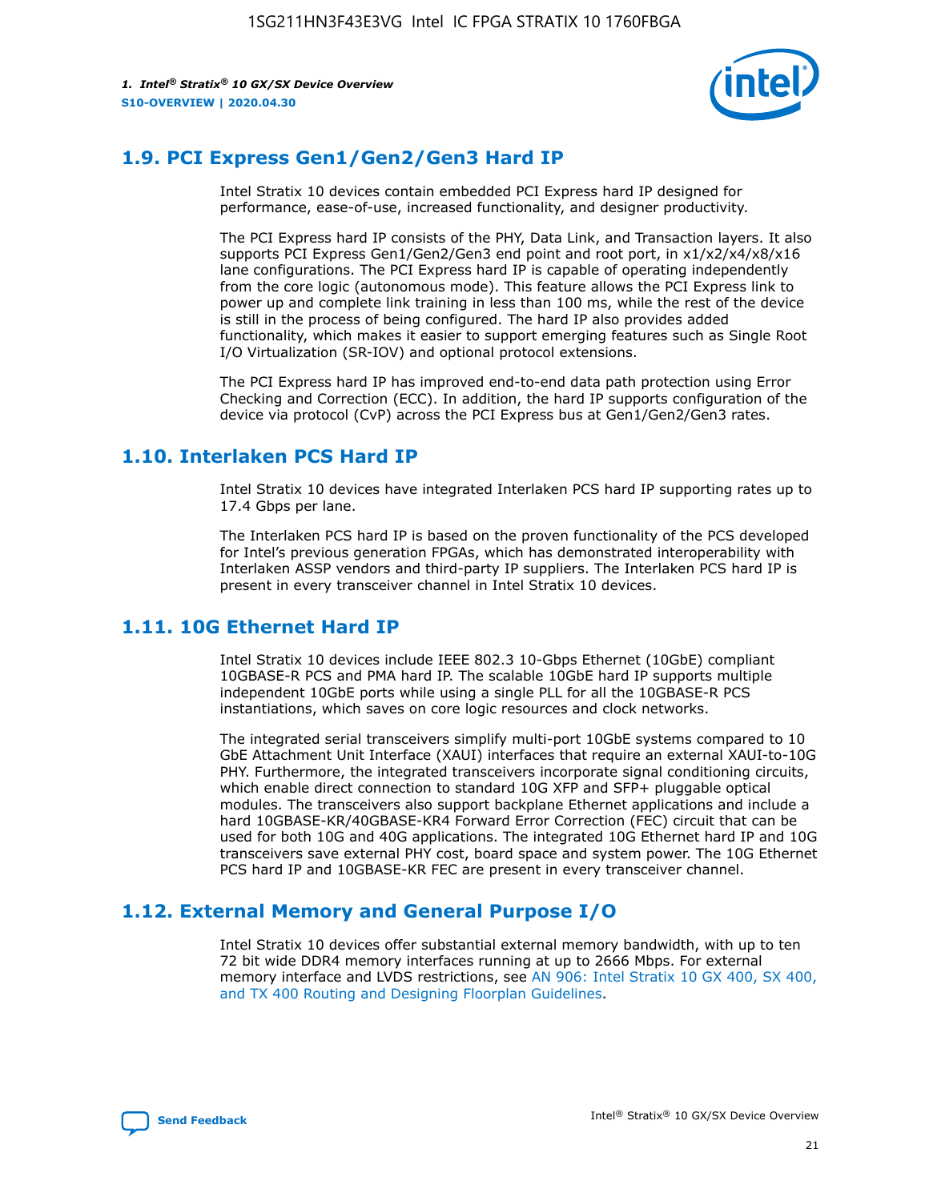## 1.9. PCI Express Gen1/Gen2/Gen3 Hard IP

Intel Stratix 10 devices contain embedded PCI Express hard IP designed for performance, ease-of-use, increased functionality, and designer productivity.

The PCI Express hard IP consists of the PHY, Data Link, and Transaction layers. It also supports PCI Express Gen1/Gen2/Gen3 end point and root port, in x1/x2/x4/x8/x16 lane configurations. The PCI Express hard IP is capable of operating independently from the core logic (autonomous mode). This feature allows the PCI Express link to power up and complete link training in less than 100 ms, while the rest of the device is still in the process of being configured. The hard IP also provides added functionality, which makes it easier to support emerging features such as Single Root I/O Virtualization (SR-IOV) and optional protocol extensions.

The PCI Express hard IP has improved end-to-end data path protection using Error Checking and Correction (ECC). In addition, the hard IP supports configuration of the device via protocol (CvP) across the PCI Express bus at Gen1/Gen2/Gen3 rates.

## 1.10. Interlaken PCS Hard IP

Intel Stratix 10 devices have integrated Interlaken PCS hard IP supporting rates up to 17.4 Gbps per lane.

The Interlaken PCS hard IP is based on the proven functionality of the PCS developed for Intel's previous generation FPGAs, which has demonstrated interoperability with Interlaken ASSP vendors and third-party IP suppliers. The Interlaken PCS hard IP is present in every transceiver channel in Intel Stratix 10 devices.

## 1.11. 10G Ethernet Hard IP

Intel Stratix 10 devices include IEEE 802.3 10-Gbps Ethernet (10GbE) compliant 10GBASE-R PCS and PMA hard IP. The scalable 10GbE hard IP supports multiple independent 10GbE ports while using a single PLL for all the 10GBASE-R PCS instantiations, which saves on core logic resources and clock networks.

The integrated serial transceivers simplify multi-port 10GbE systems compared to 10 GbE Attachment Unit Interface (XAUI) interfaces that require an external XAUI-to-10G PHY. Furthermore, the integrated transceivers incorporate signal conditioning circuits, which enable direct connection to standard 10G XFP and SFP+ pluggable optical modules. The transceivers also support backplane Ethernet applications and include a hard 10GBASE-KR/40GBASE-KR4 Forward Error Correction (FEC) circuit that can be used for both 10G and 40G applications. The integrated 10G Ethernet hard IP and 10G transceivers save external PHY cost, board space and system power. The 10G Ethernet PCS hard IP and 10GBASE-KR FEC are present in every transceiver channel.

## 1.12. External Memory and General Purpose I/O

Intel Stratix 10 devices offer substantial external memory bandwidth, with up to ten 72 bit wide DDR4 memory interfaces running at up to 2666 Mbps. For external memory interface and LVDS restrictions, see AN 906: Intel Stratix 10 GX 400, SX 400, and TX 400 Routing and Designing Floorplan Guidelines.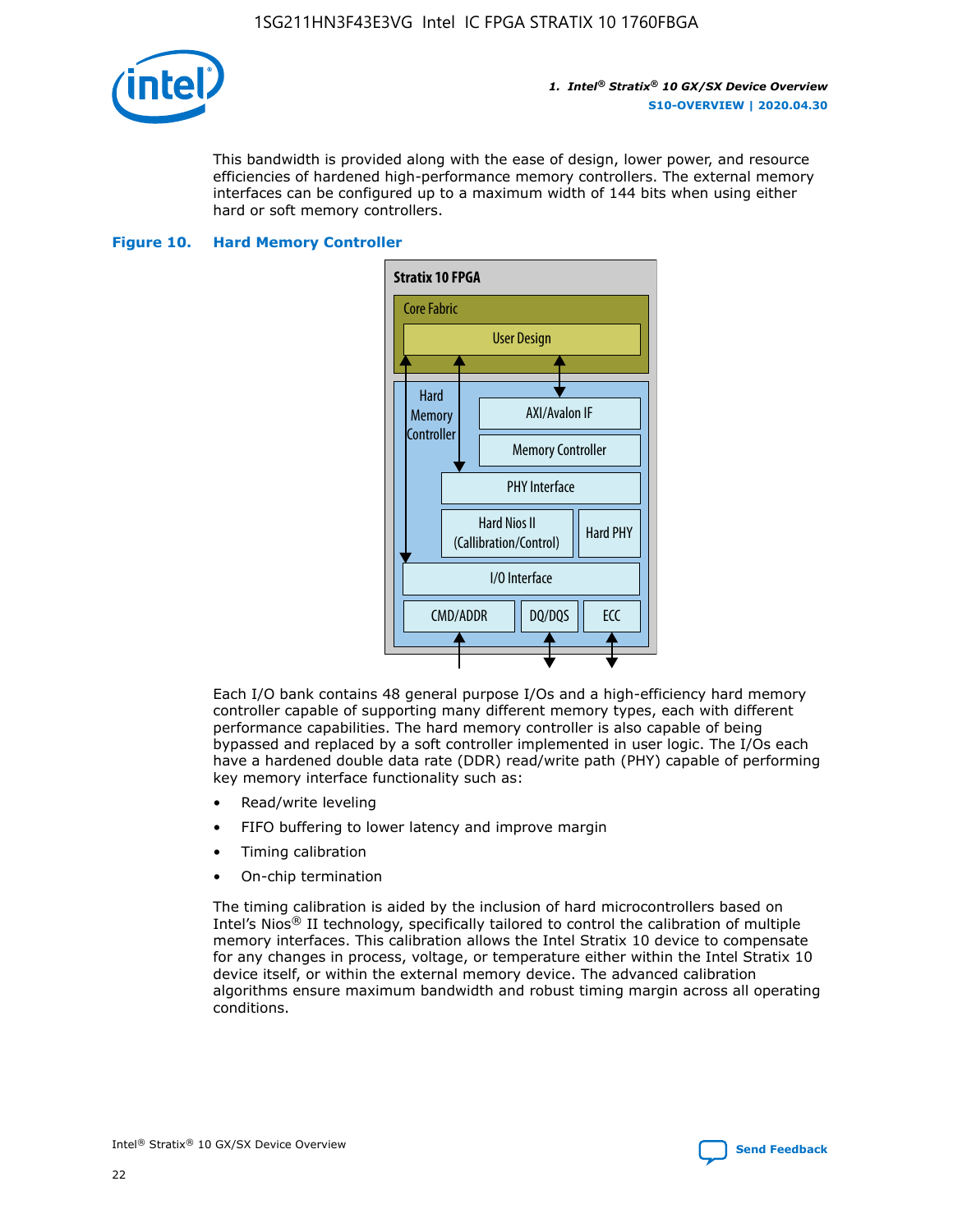This bandwidth is provided along with the ease of design, lower power, and resource efficiencies of hardened high-performance memory controllers. The external memory interfaces can be configured up to a maximum width of 144 bits when using either hard or soft memory controllers.

**Figure 10. Hard Memory Controller**

Stratix 10 FPGA

Core Fabric

User Design

Hard Memory Controller

AXI/Avalon IF

Memory Controller

PHY Interface

Hard Nios II (Callibration/Control)

Hard PHY

I/O Interface

CMD/ADDR

DQ/DQS

ECC

Each I/O bank contains 48 general purpose I/Os and a high-efficiency hard memory controller capable of supporting many different memory types, each with different performance capabilities. The hard memory controller is also capable of being bypassed and replaced by a soft controller implemented in user logic. The I/Os each have a hardened double data rate (DDR) read/write path (PHY) capable of performing key memory interface functionality such as:

- Read/write leveling
- FIFO buffering to lower latency and improve margin
- Timing calibration
- On-chip termination

The timing calibration is aided by the inclusion of hard microcontrollers based on Intel's Nios® II technology, specifically tailored to control the calibration of multiple memory interfaces. This calibration allows the Intel Stratix 10 device to compensate for any changes in process, voltage, or temperature either within the Intel Stratix 10 device itself, or within the external memory device. The advanced calibration algorithms ensure maximum bandwidth and robust timing margin across all operating conditions.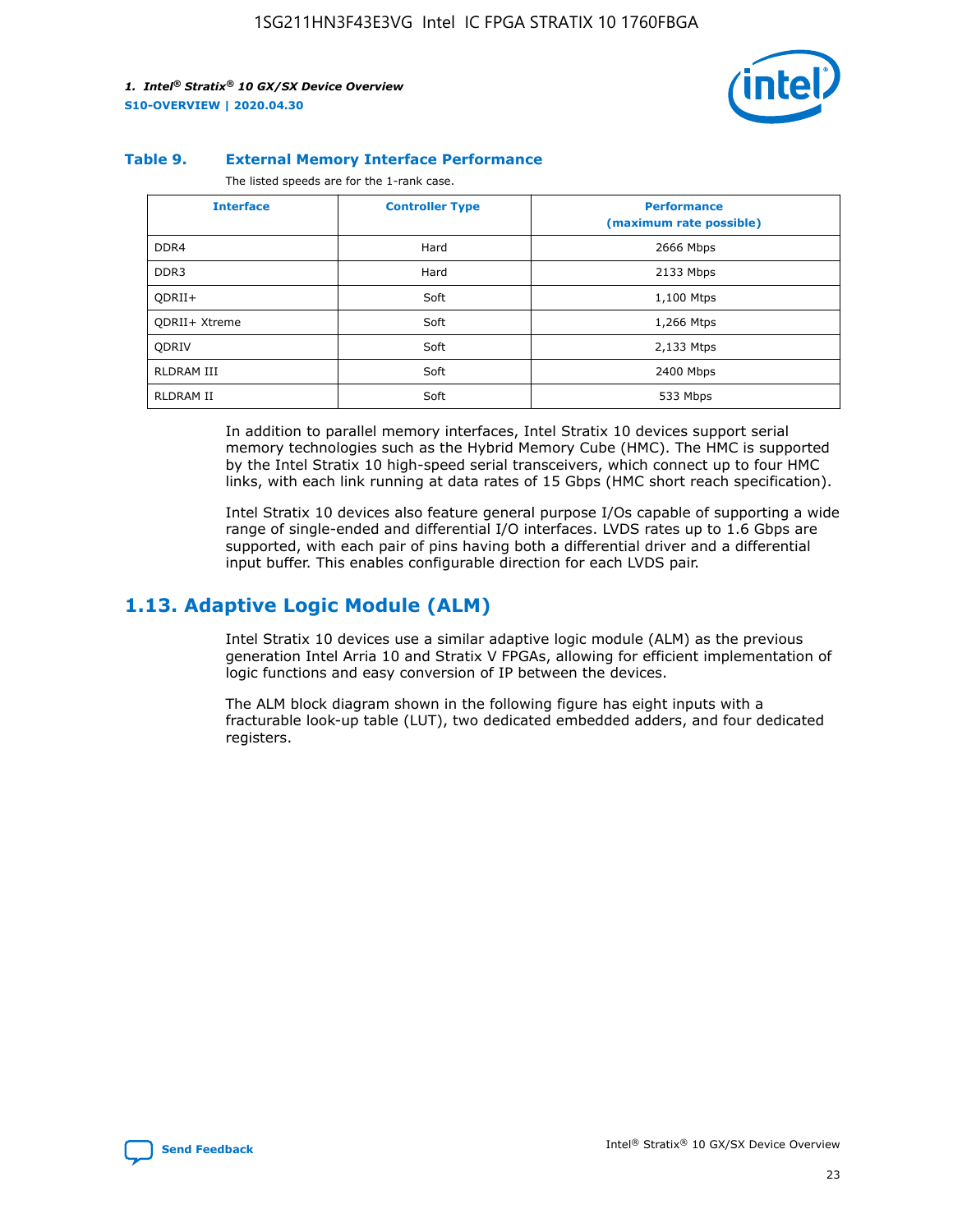#### Table 9. External Memory Interface Performance

The listed speeds are for the 1-rank case.

| Interface | Controller Type | Performance (maximum rate possible) |
| --- | --- | --- |
| DDR4 | Hard | 2666 Mbps |
| DDR3 | Hard | 2133 Mbps |
| QDRII+ | Soft | 1,100 Mtps |
| QDRII+ Xtreme | Soft | 1,266 Mtps |
| QDRIV | Soft | 2,133 Mtps |
| RLDRAM III | Soft | 2400 Mbps |
| RLDRAM II | Soft | 533 Mbps |

In addition to parallel memory interfaces, Intel Stratix 10 devices support serial memory technologies such as the Hybrid Memory Cube (HMC). The HMC is supported by the Intel Stratix 10 high-speed serial transceivers, which connect up to four HMC links, with each link running at data rates of 15 Gbps (HMC short reach specification).

Intel Stratix 10 devices also feature general purpose I/Os capable of supporting a wide range of single-ended and differential I/O interfaces. LVDS rates up to 1.6 Gbps are supported, with each pair of pins having both a differential driver and a differential input buffer. This enables configurable direction for each LVDS pair.

## 1.13. Adaptive Logic Module (ALM)

Intel Stratix 10 devices use a similar adaptive logic module (ALM) as the previous generation Intel Arria 10 and Stratix V FPGAs, allowing for efficient implementation of logic functions and easy conversion of IP between the devices.

The ALM block diagram shown in the following figure has eight inputs with a fracturable look-up table (LUT), two dedicated embedded adders, and four dedicated registers.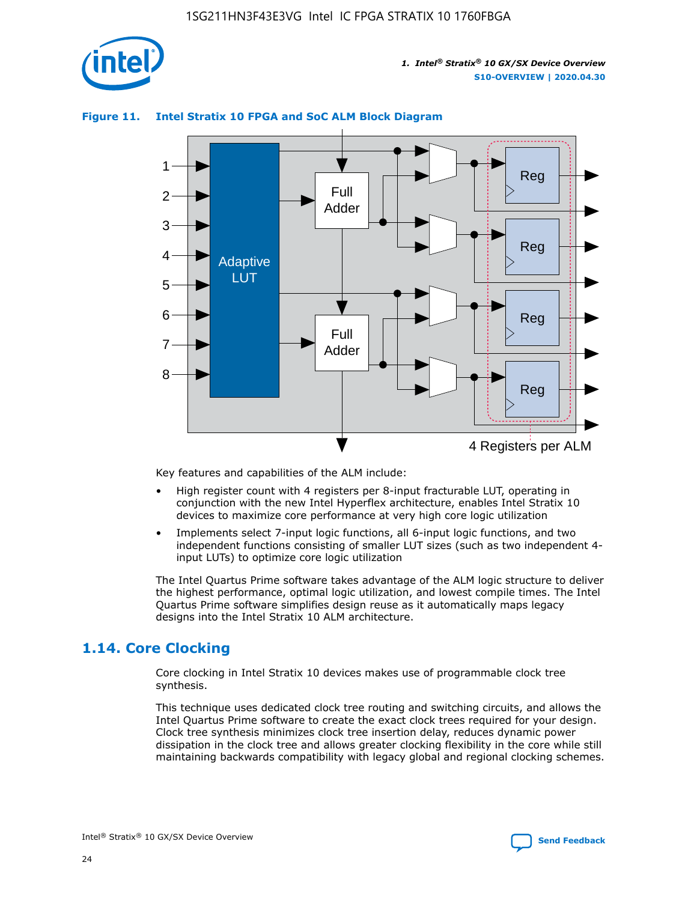**Figure 11. Intel Stratix 10 FPGA and SoC ALM Block Diagram**

Key features and capabilities of the ALM include:

- High register count with 4 registers per 8-input fracturable LUT, operating in conjunction with the new Intel Hyperflex architecture, enables Intel Stratix 10 devices to maximize core performance at very high core logic utilization
- Implements select 7-input logic functions, all 6-input logic functions, and two independent functions consisting of smaller LUT sizes (such as two independent 4-input LUTs) to optimize core logic utilization

The Intel Quartus Prime software takes advantage of the ALM logic structure to deliver the highest performance, optimal logic utilization, and lowest compile times. The Intel Quartus Prime software simplifies design reuse as it automatically maps legacy designs into the Intel Stratix 10 ALM architecture.

## 1.14. Core Clocking

Core clocking in Intel Stratix 10 devices makes use of programmable clock tree synthesis.

This technique uses dedicated clock tree routing and switching circuits, and allows the Intel Quartus Prime software to create the exact clock trees required for your design. Clock tree synthesis minimizes clock tree insertion delay, reduces dynamic power dissipation in the clock tree and allows greater clocking flexibility in the core while still maintaining backwards compatibility with legacy global and regional clocking schemes.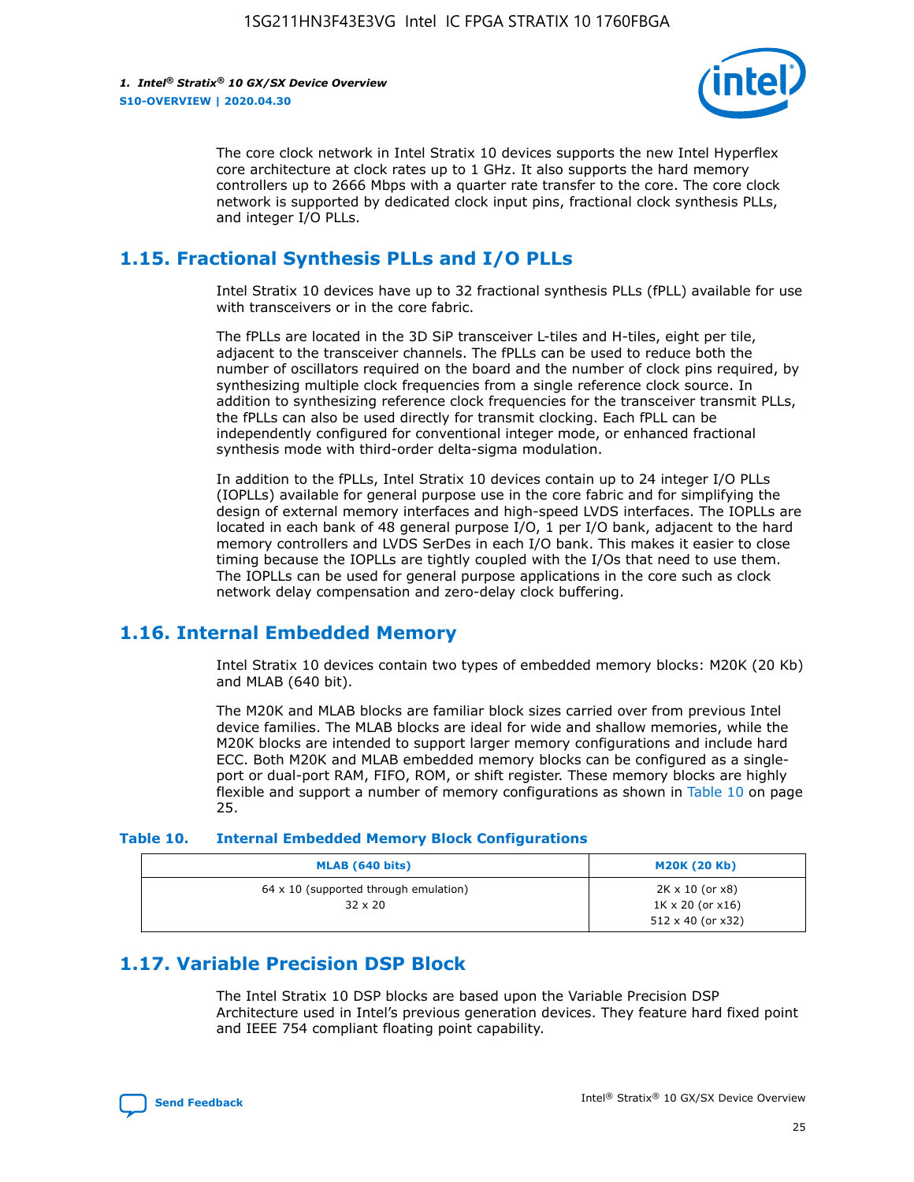The core clock network in Intel Stratix 10 devices supports the new Intel Hyperflex core architecture at clock rates up to 1 GHz. It also supports the hard memory controllers up to 2666 Mbps with a quarter rate transfer to the core. The core clock network is supported by dedicated clock input pins, fractional clock synthesis PLLs, and integer I/O PLLs.

## 1.15. Fractional Synthesis PLLs and I/O PLLs

Intel Stratix 10 devices have up to 32 fractional synthesis PLLs (fPLL) available for use with transceivers or in the core fabric.

The fPLLs are located in the 3D SiP transceiver L-tiles and H-tiles, eight per tile, adjacent to the transceiver channels. The fPLLs can be used to reduce both the number of oscillators required on the board and the number of clock pins required, by synthesizing multiple clock frequencies from a single reference clock source. In addition to synthesizing reference clock frequencies for the transceiver transmit PLLs, the fPLLs can also be used directly for transmit clocking. Each fPLL can be independently configured for conventional integer mode, or enhanced fractional synthesis mode with third-order delta-sigma modulation.

In addition to the fPLLs, Intel Stratix 10 devices contain up to 24 integer I/O PLLs (IOPLLs) available for general purpose use in the core fabric and for simplifying the design of external memory interfaces and high-speed LVDS interfaces. The IOPLLs are located in each bank of 48 general purpose I/O, 1 per I/O bank, adjacent to the hard memory controllers and LVDS SerDes in each I/O bank. This makes it easier to close timing because the IOPLLs are tightly coupled with the I/Os that need to use them. The IOPLLs can be used for general purpose applications in the core such as clock network delay compensation and zero-delay clock buffering.

## 1.16. Internal Embedded Memory

Intel Stratix 10 devices contain two types of embedded memory blocks: M20K (20 Kb) and MLAB (640 bit).

The M20K and MLAB blocks are familiar block sizes carried over from previous Intel device families. The MLAB blocks are ideal for wide and shallow memories, while the M20K blocks are intended to support larger memory configurations and include hard ECC. Both M20K and MLAB embedded memory blocks can be configured as a single-port or dual-port RAM, FIFO, ROM, or shift register. These memory blocks are highly flexible and support a number of memory configurations as shown in Table 10 on page 25.

**Table 10. Internal Embedded Memory Block Configurations**

| MLAB (640 bits) | M20K (20 Kb) |
|---|---|
| 64 x 10 (supported through emulation)<br>32 x 20 | 2K x 10 (or x8)<br>1K x 20 (or x16)<br>512 x 40 (or x32) |

## 1.17. Variable Precision DSP Block

The Intel Stratix 10 DSP blocks are based upon the Variable Precision DSP Architecture used in Intel's previous generation devices. They feature hard fixed point and IEEE 754 compliant floating point capability.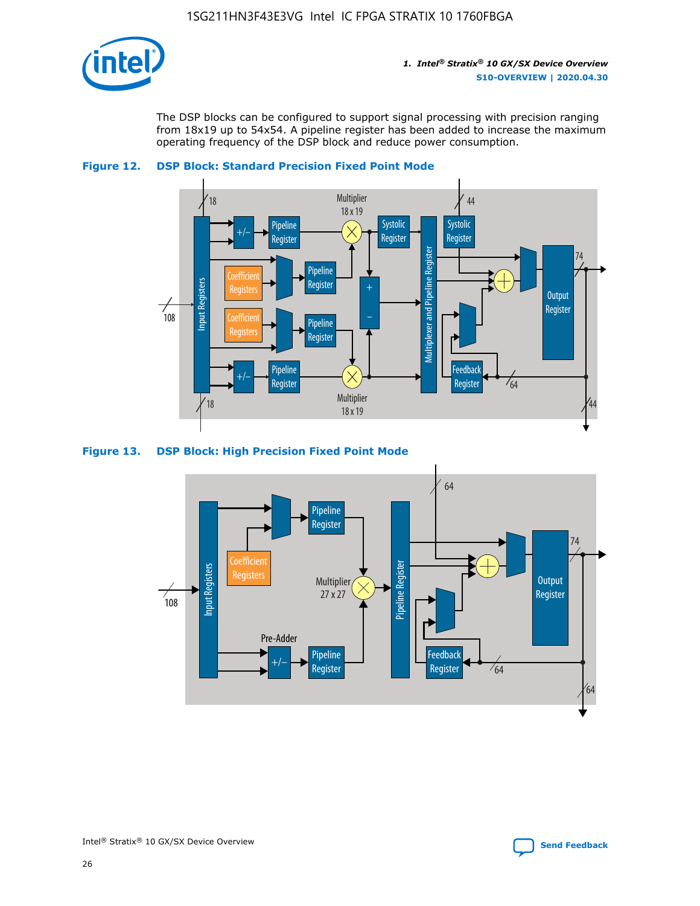The DSP blocks can be configured to support signal processing with precision ranging from 18x19 up to 54x54. A pipeline register has been added to increase the maximum operating frequency of the DSP block and reduce power consumption.

**Figure 12. DSP Block: Standard Precision Fixed Point Mode**

**Figure 13. DSP Block: High Precision Fixed Point Mode**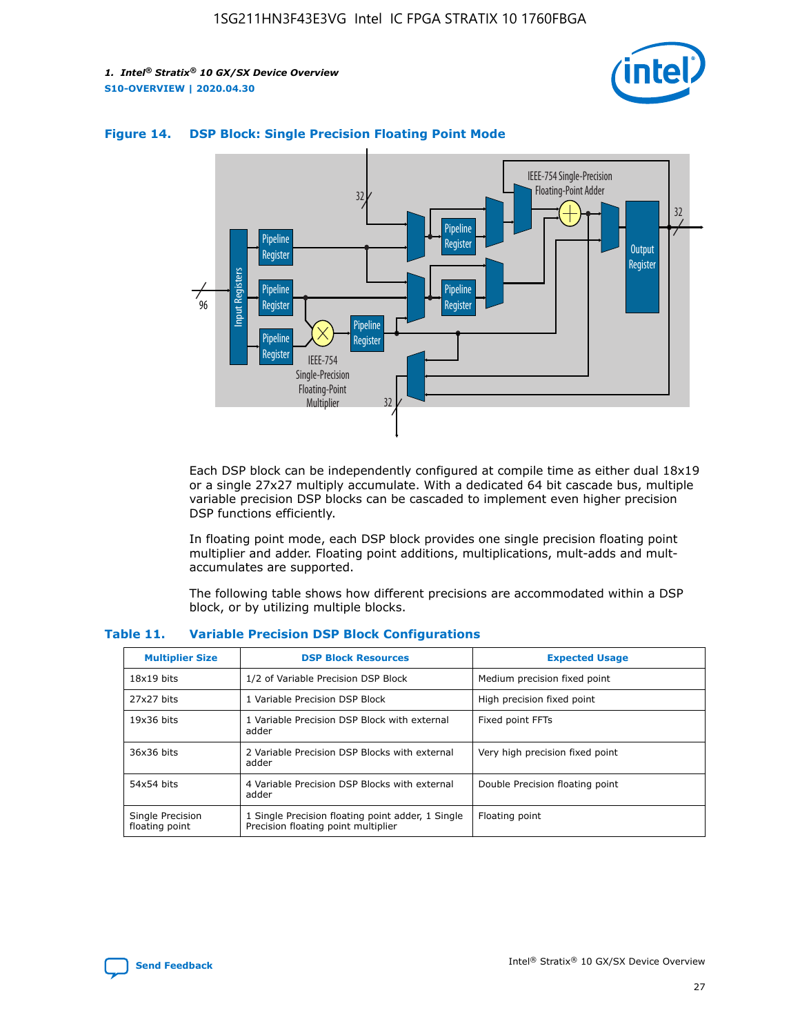**Figure 14. DSP Block: Single Precision Floating Point Mode**

Each DSP block can be independently configured at compile time as either dual 18x19 or a single 27x27 multiply accumulate. With a dedicated 64 bit cascade bus, multiple variable precision DSP blocks can be cascaded to implement even higher precision DSP functions efficiently.

In floating point mode, each DSP block provides one single precision floating point multiplier and adder. Floating point additions, multiplications, mult-adds and mult-accumulates are supported.

The following table shows how different precisions are accommodated within a DSP block, or by utilizing multiple blocks.

**Table 11. Variable Precision DSP Block Configurations**

| Multiplier Size | DSP Block Resources | Expected Usage |
|---|---|---|
| 18x19 bits | 1/2 of Variable Precision DSP Block | Medium precision fixed point |
| 27x27 bits | 1 Variable Precision DSP Block | High precision fixed point |
| 19x36 bits | 1 Variable Precision DSP Block with external adder | Fixed point FFTs |
| 36x36 bits | 2 Variable Precision DSP Blocks with external adder | Very high precision fixed point |
| 54x54 bits | 4 Variable Precision DSP Blocks with external adder | Double Precision floating point |
| Single Precision floating point | 1 Single Precision floating point adder, 1 Single Precision floating point multiplier | Floating point |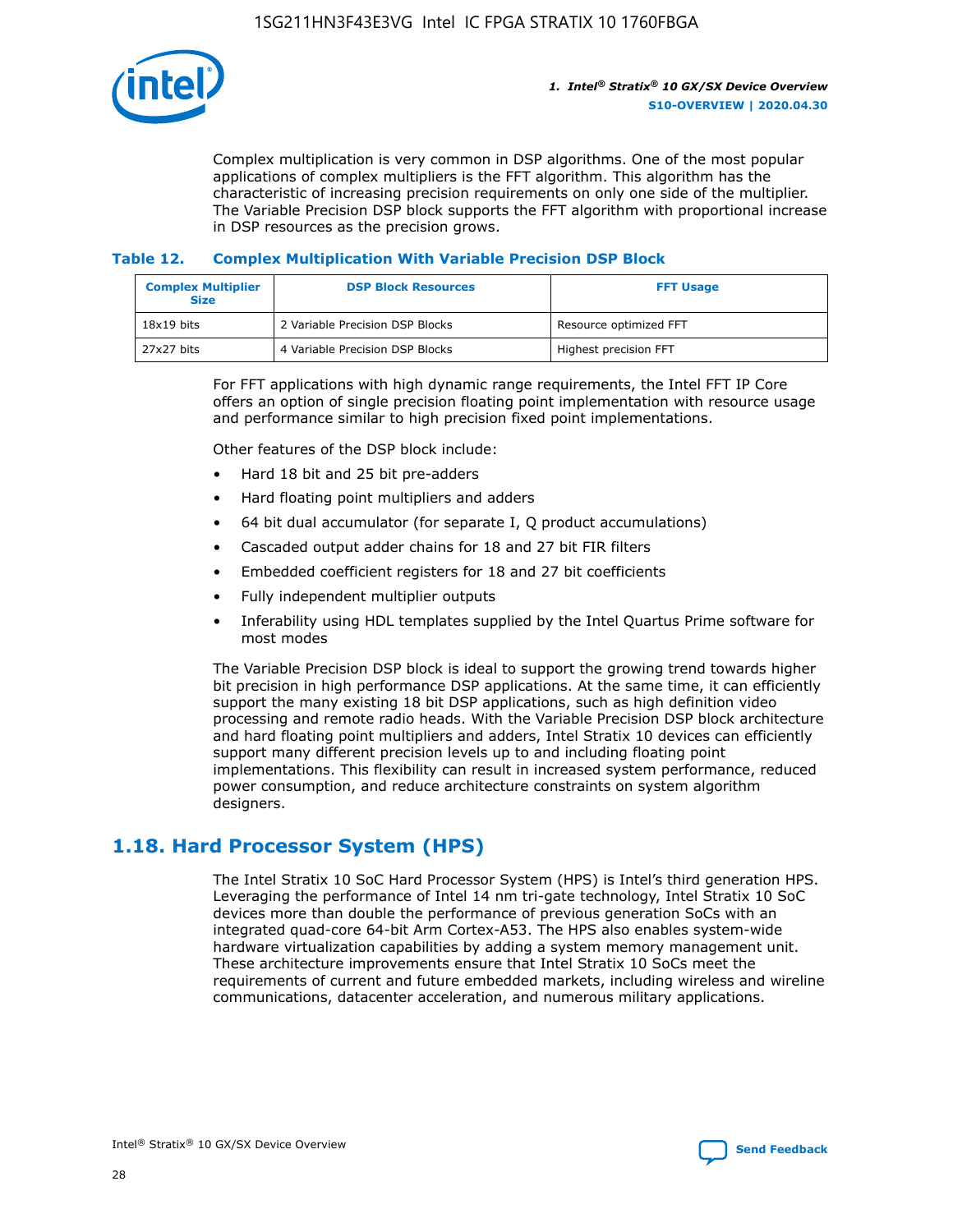Complex multiplication is very common in DSP algorithms. One of the most popular applications of complex multipliers is the FFT algorithm. This algorithm has the characteristic of increasing precision requirements on only one side of the multiplier. The Variable Precision DSP block supports the FFT algorithm with proportional increase in DSP resources as the precision grows.

**Table 12. Complex Multiplication With Variable Precision DSP Block**

| Complex Multiplier Size | DSP Block Resources | FFT Usage |
|---|---|---|
| 18x19 bits | 2 Variable Precision DSP Blocks | Resource optimized FFT |
| 27x27 bits | 4 Variable Precision DSP Blocks | Highest precision FFT |

For FFT applications with high dynamic range requirements, the Intel FFT IP Core offers an option of single precision floating point implementation with resource usage and performance similar to high precision fixed point implementations.

Other features of the DSP block include:

- Hard 18 bit and 25 bit pre-adders
- Hard floating point multipliers and adders
- 64 bit dual accumulator (for separate I, Q product accumulations)
- Cascaded output adder chains for 18 and 27 bit FIR filters
- Embedded coefficient registers for 18 and 27 bit coefficients
- Fully independent multiplier outputs
- Inferability using HDL templates supplied by the Intel Quartus Prime software for most modes

The Variable Precision DSP block is ideal to support the growing trend towards higher bit precision in high performance DSP applications. At the same time, it can efficiently support the many existing 18 bit DSP applications, such as high definition video processing and remote radio heads. With the Variable Precision DSP block architecture and hard floating point multipliers and adders, Intel Stratix 10 devices can efficiently support many different precision levels up to and including floating point implementations. This flexibility can result in increased system performance, reduced power consumption, and reduce architecture constraints on system algorithm designers.

## 1.18. Hard Processor System (HPS)

The Intel Stratix 10 SoC Hard Processor System (HPS) is Intel's third generation HPS. Leveraging the performance of Intel 14 nm tri-gate technology, Intel Stratix 10 SoC devices more than double the performance of previous generation SoCs with an integrated quad-core 64-bit Arm Cortex-A53. The HPS also enables system-wide hardware virtualization capabilities by adding a system memory management unit. These architecture improvements ensure that Intel Stratix 10 SoCs meet the requirements of current and future embedded markets, including wireless and wireline communications, datacenter acceleration, and numerous military applications.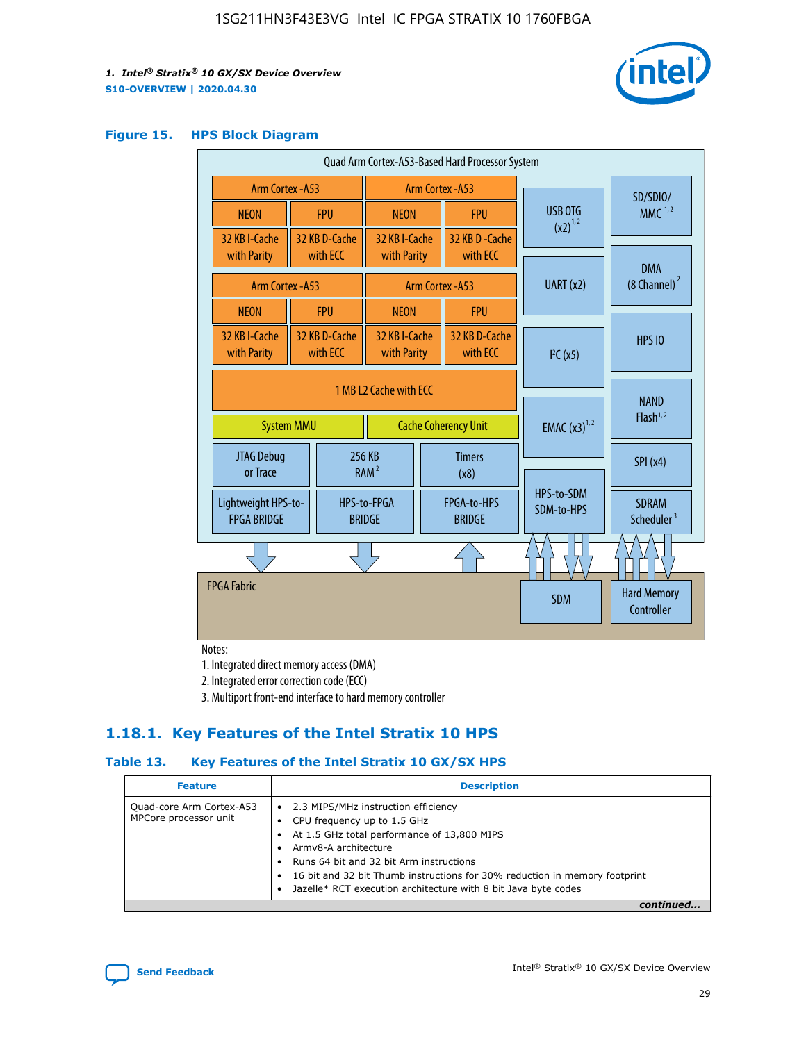**Figure 15. HPS Block Diagram**

Quad Arm Cortex-A53-Based Hard Processor System

| Arm Cortex -A53 | | Arm Cortex -A53 | |
|---|---|---|---|
| NEON | FPU | NEON | FPU |
| 32 KB I-Cache with Parity | 32 KB D-Cache with ECC | 32 KB I-Cache with Parity | 32 KB D-Cache with ECC |

| Arm Cortex -A53 | | Arm Cortex -A53 | |
|---|---|---|---|
| NEON | FPU | NEON | FPU |
| 32 KB I-Cache with Parity | 32 KB D-Cache with ECC | 32 KB I-Cache with Parity | 32 KB D-Cache with ECC |

1 MB L2 Cache with ECC

System MMU | Cache Coherency Unit

JTAG Debug or Trace | 256 KB RAM [2] | Timers (x8)

Lightweight HPS-to-FPGA BRIDGE | HPS-to-FPGA BRIDGE | FPGA-to-HPS BRIDGE

USB OTG (x2) [1,2]; UART (x2); I²C (x5); EMAC (x3) [1,2]; HPS-to-SDM SDM-to-HPS

SD/SDIO/MMC [1,2]; DMA (8 Channel) [2]; HPS IO; NAND Flash [1,2]; SPI (x4); SDRAM Scheduler [3]

FPGA Fabric: SDM; Hard Memory Controller

Notes:
1. Integrated direct memory access (DMA)
2. Integrated error correction code (ECC)
3. Multiport front-end interface to hard memory controller

## 1.18.1. Key Features of the Intel Stratix 10 HPS

**Table 13. Key Features of the Intel Stratix 10 GX/SX HPS**

| Feature | Description |
|---|---|
| Quad-core Arm Cortex-A53 MPCore processor unit | • 2.3 MIPS/MHz instruction efficiency<br>• CPU frequency up to 1.5 GHz<br>• At 1.5 GHz total performance of 13,800 MIPS<br>• Armv8-A architecture<br>• Runs 64 bit and 32 bit Arm instructions<br>• 16 bit and 32 bit Thumb instructions for 30% reduction in memory footprint<br>• Jazelle* RCT execution architecture with 8 bit Java byte codes |

*continued...*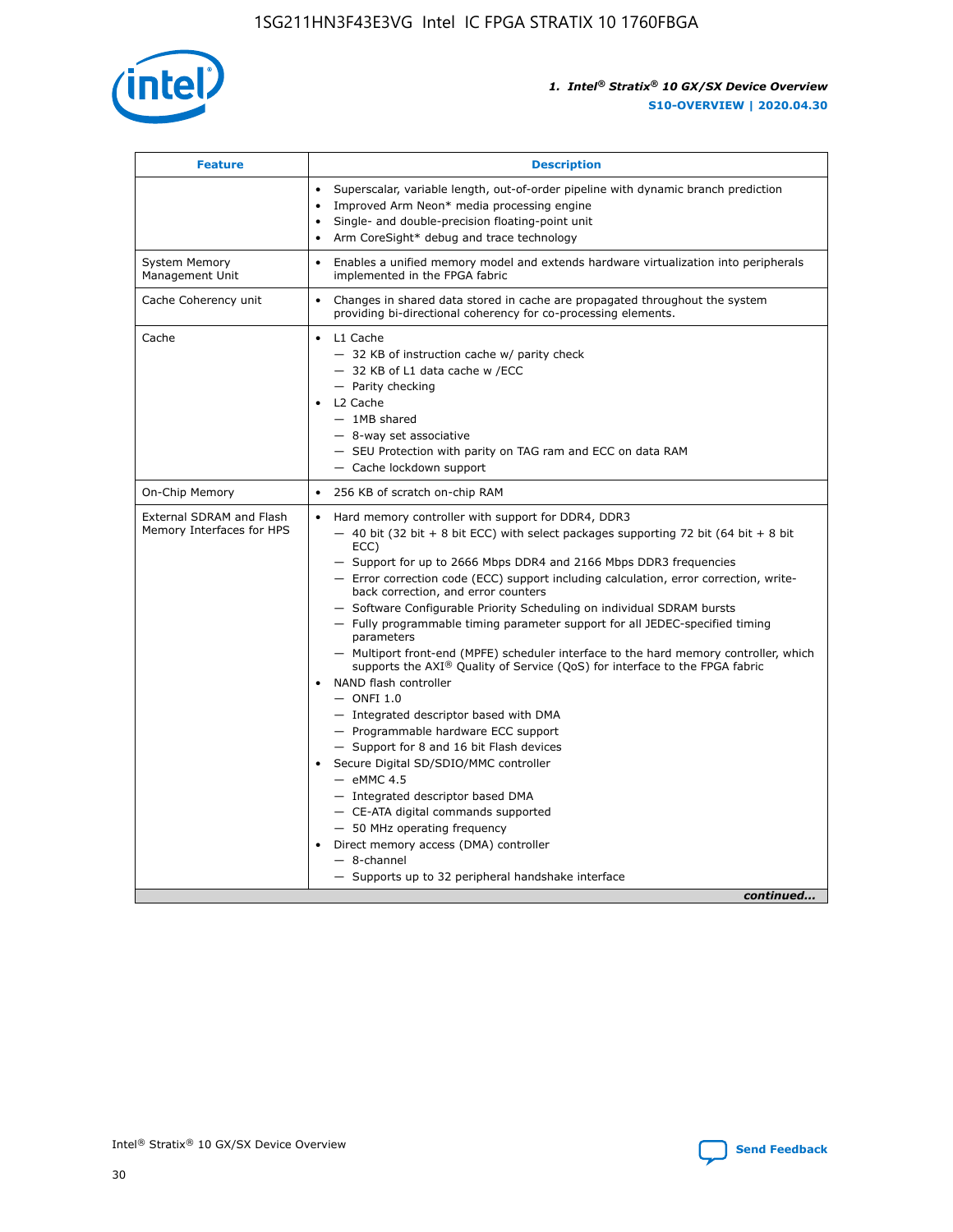| Feature | Description |
| --- | --- |
| | • Superscalar, variable length, out-of-order pipeline with dynamic branch prediction<br>• Improved Arm Neon* media processing engine<br>• Single- and double-precision floating-point unit<br>• Arm CoreSight* debug and trace technology |
| System Memory Management Unit | • Enables a unified memory model and extends hardware virtualization into peripherals implemented in the FPGA fabric |
| Cache Coherency unit | • Changes in shared data stored in cache are propagated throughout the system providing bi-directional coherency for co-processing elements. |
| Cache | • L1 Cache<br>— 32 KB of instruction cache w/ parity check<br>— 32 KB of L1 data cache w /ECC<br>— Parity checking<br>• L2 Cache<br>— 1MB shared<br>— 8-way set associative<br>— SEU Protection with parity on TAG ram and ECC on data RAM<br>— Cache lockdown support |
| On-Chip Memory | • 256 KB of scratch on-chip RAM |
| External SDRAM and Flash Memory Interfaces for HPS | • Hard memory controller with support for DDR4, DDR3<br>— 40 bit (32 bit + 8 bit ECC) with select packages supporting 72 bit (64 bit + 8 bit ECC)<br>— Support for up to 2666 Mbps DDR4 and 2166 Mbps DDR3 frequencies<br>— Error correction code (ECC) support including calculation, error correction, write-back correction, and error counters<br>— Software Configurable Priority Scheduling on individual SDRAM bursts<br>— Fully programmable timing parameter support for all JEDEC-specified timing parameters<br>— Multiport front-end (MPFE) scheduler interface to the hard memory controller, which supports the AXI® Quality of Service (QoS) for interface to the FPGA fabric<br>• NAND flash controller<br>— ONFI 1.0<br>— Integrated descriptor based with DMA<br>— Programmable hardware ECC support<br>— Support for 8 and 16 bit Flash devices<br>• Secure Digital SD/SDIO/MMC controller<br>— eMMC 4.5<br>— Integrated descriptor based DMA<br>— CE-ATA digital commands supported<br>— 50 MHz operating frequency<br>• Direct memory access (DMA) controller<br>— 8-channel<br>— Supports up to 32 peripheral handshake interface |

*continued...*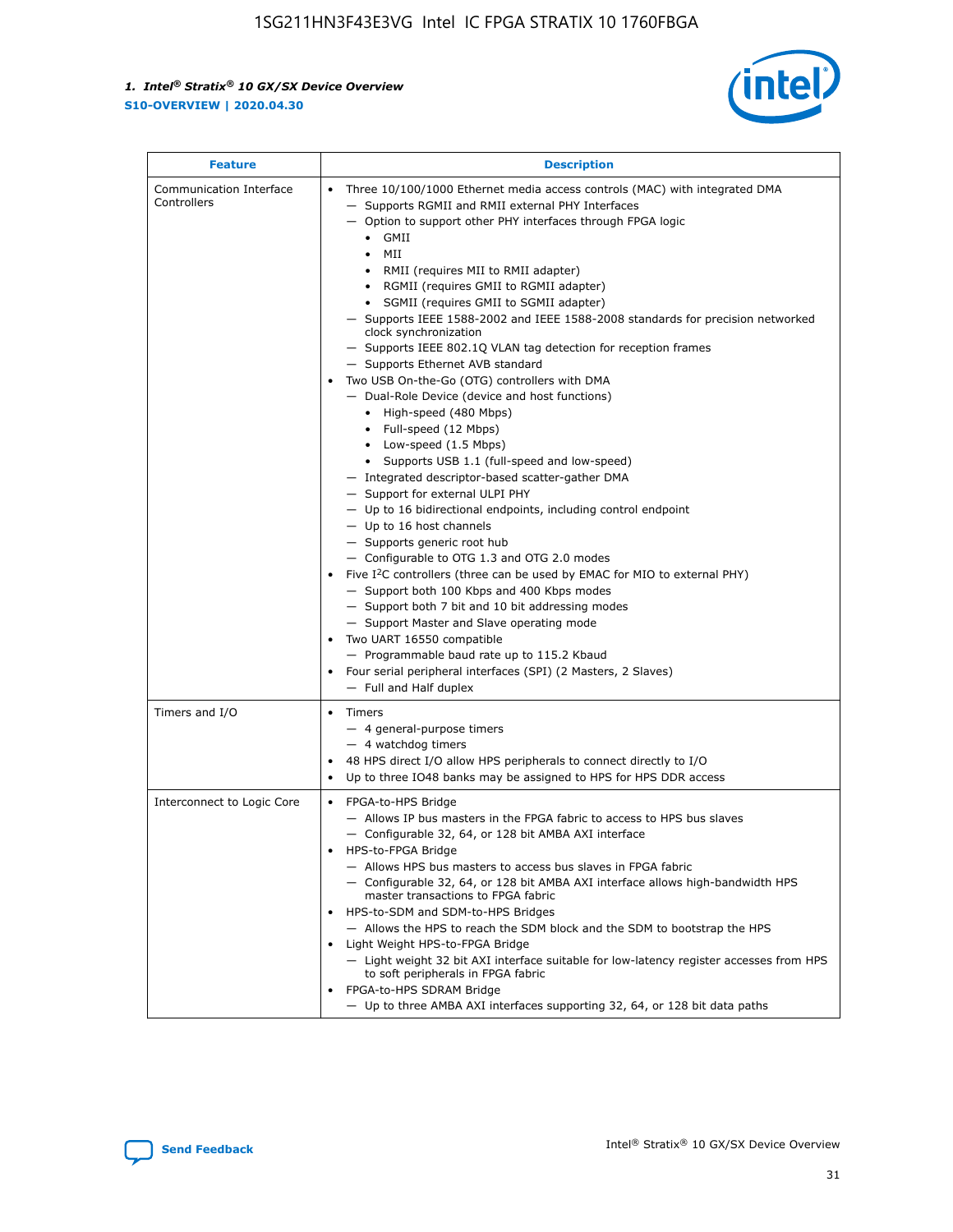| Feature | Description |
| --- | --- |
| Communication Interface Controllers | • Three 10/100/1000 Ethernet media access controls (MAC) with integrated DMA<br>— Supports RGMII and RMII external PHY Interfaces<br>— Option to support other PHY interfaces through FPGA logic<br>• GMII<br>• MII<br>• RMII (requires MII to RMII adapter)<br>• RGMII (requires GMII to RGMII adapter)<br>• SGMII (requires GMII to SGMII adapter)<br>— Supports IEEE 1588-2002 and IEEE 1588-2008 standards for precision networked clock synchronization<br>— Supports IEEE 802.1Q VLAN tag detection for reception frames<br>— Supports Ethernet AVB standard<br>• Two USB On-the-Go (OTG) controllers with DMA<br>— Dual-Role Device (device and host functions)<br>• High-speed (480 Mbps)<br>• Full-speed (12 Mbps)<br>• Low-speed (1.5 Mbps)<br>• Supports USB 1.1 (full-speed and low-speed)<br>— Integrated descriptor-based scatter-gather DMA<br>— Support for external ULPI PHY<br>— Up to 16 bidirectional endpoints, including control endpoint<br>— Up to 16 host channels<br>— Supports generic root hub<br>— Configurable to OTG 1.3 and OTG 2.0 modes<br>• Five I$^2$C controllers (three can be used by EMAC for MIO to external PHY)<br>— Support both 100 Kbps and 400 Kbps modes<br>— Support both 7 bit and 10 bit addressing modes<br>— Support Master and Slave operating mode<br>• Two UART 16550 compatible<br>— Programmable baud rate up to 115.2 Kbaud<br>• Four serial peripheral interfaces (SPI) (2 Masters, 2 Slaves)<br>— Full and Half duplex |
| Timers and I/O | • Timers<br>— 4 general-purpose timers<br>— 4 watchdog timers<br>• 48 HPS direct I/O allow HPS peripherals to connect directly to I/O<br>• Up to three IO48 banks may be assigned to HPS for HPS DDR access |
| Interconnect to Logic Core | • FPGA-to-HPS Bridge<br>— Allows IP bus masters in the FPGA fabric to access to HPS bus slaves<br>— Configurable 32, 64, or 128 bit AMBA AXI interface<br>• HPS-to-FPGA Bridge<br>— Allows HPS bus masters to access bus slaves in FPGA fabric<br>— Configurable 32, 64, or 128 bit AMBA AXI interface allows high-bandwidth HPS master transactions to FPGA fabric<br>• HPS-to-SDM and SDM-to-HPS Bridges<br>— Allows the HPS to reach the SDM block and the SDM to bootstrap the HPS<br>• Light Weight HPS-to-FPGA Bridge<br>— Light weight 32 bit AXI interface suitable for low-latency register accesses from HPS to soft peripherals in FPGA fabric<br>• FPGA-to-HPS SDRAM Bridge<br>— Up to three AMBA AXI interfaces supporting 32, 64, or 128 bit data paths |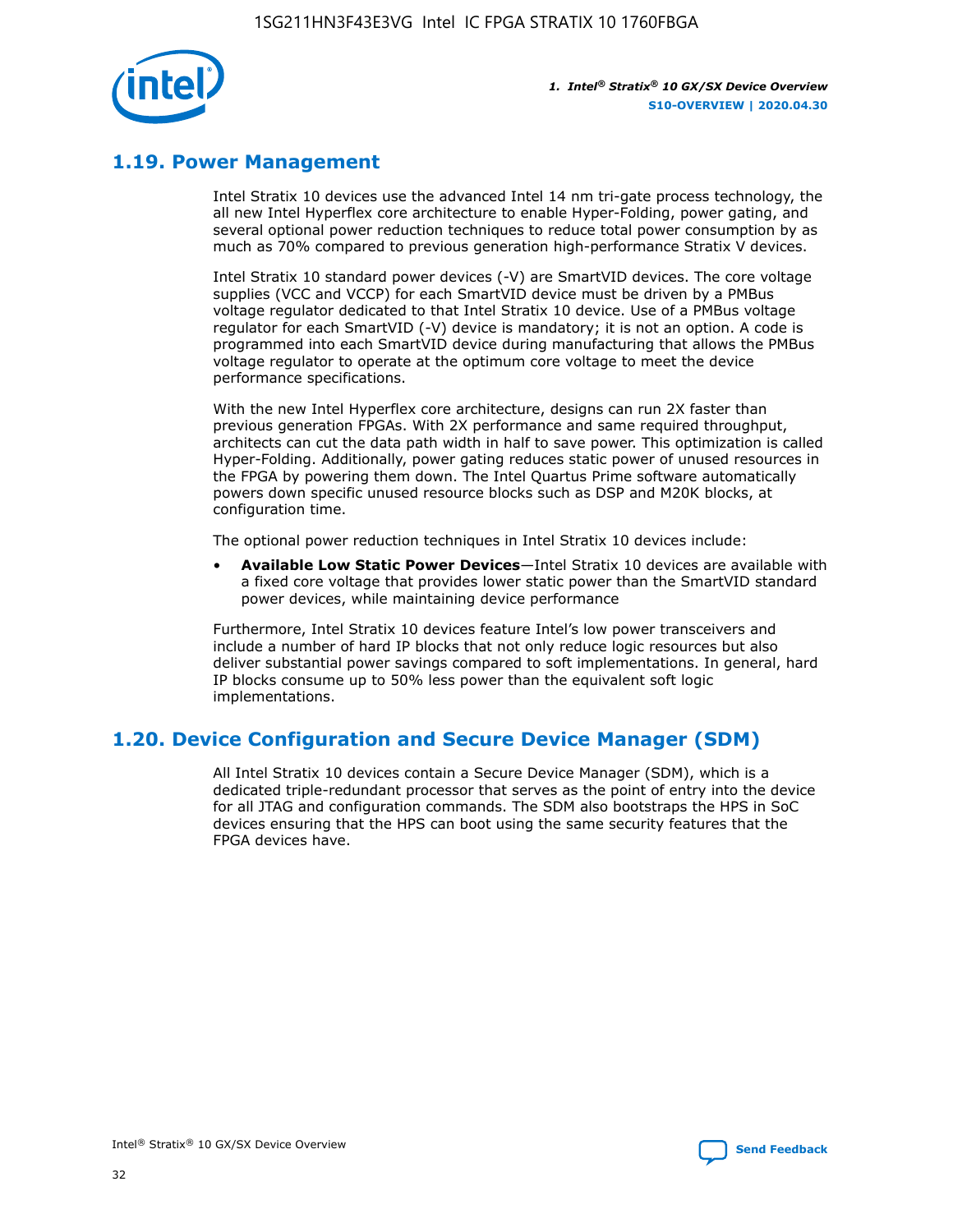## 1.19. Power Management

Intel Stratix 10 devices use the advanced Intel 14 nm tri-gate process technology, the all new Intel Hyperflex core architecture to enable Hyper-Folding, power gating, and several optional power reduction techniques to reduce total power consumption by as much as 70% compared to previous generation high-performance Stratix V devices.

Intel Stratix 10 standard power devices (-V) are SmartVID devices. The core voltage supplies (VCC and VCCP) for each SmartVID device must be driven by a PMBus voltage regulator dedicated to that Intel Stratix 10 device. Use of a PMBus voltage regulator for each SmartVID (-V) device is mandatory; it is not an option. A code is programmed into each SmartVID device during manufacturing that allows the PMBus voltage regulator to operate at the optimum core voltage to meet the device performance specifications.

With the new Intel Hyperflex core architecture, designs can run 2X faster than previous generation FPGAs. With 2X performance and same required throughput, architects can cut the data path width in half to save power. This optimization is called Hyper-Folding. Additionally, power gating reduces static power of unused resources in the FPGA by powering them down. The Intel Quartus Prime software automatically powers down specific unused resource blocks such as DSP and M20K blocks, at configuration time.

The optional power reduction techniques in Intel Stratix 10 devices include:

- **Available Low Static Power Devices**—Intel Stratix 10 devices are available with a fixed core voltage that provides lower static power than the SmartVID standard power devices, while maintaining device performance

Furthermore, Intel Stratix 10 devices feature Intel's low power transceivers and include a number of hard IP blocks that not only reduce logic resources but also deliver substantial power savings compared to soft implementations. In general, hard IP blocks consume up to 50% less power than the equivalent soft logic implementations.

## 1.20. Device Configuration and Secure Device Manager (SDM)

All Intel Stratix 10 devices contain a Secure Device Manager (SDM), which is a dedicated triple-redundant processor that serves as the point of entry into the device for all JTAG and configuration commands. The SDM also bootstraps the HPS in SoC devices ensuring that the HPS can boot using the same security features that the FPGA devices have.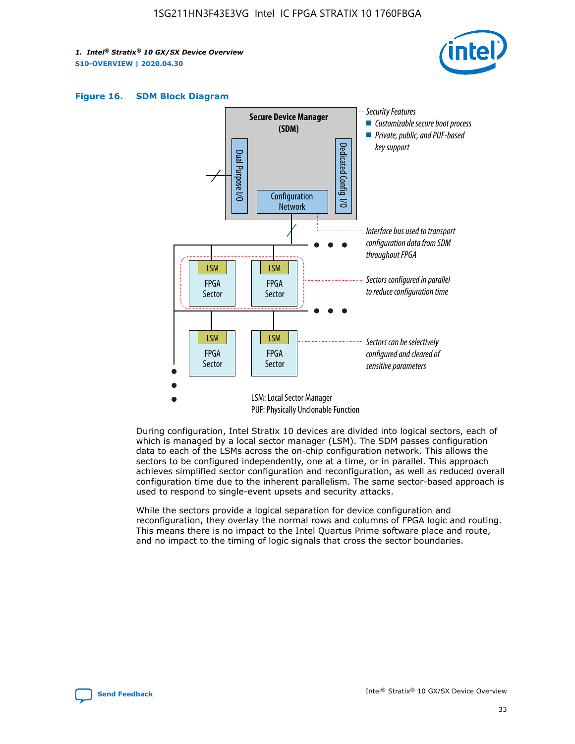### Figure 16. SDM Block Diagram

Secure Device Manager (SDM)

Dual Purpose I/O

Dedicated Config I/O

Configuration Network

Security Features
- Customizable secure boot process
- Private, public, and PUF-based key support

Interface bus used to transport configuration data from SDM throughout FPGA

Sectors configured in parallel to reduce configuration time

Sectors can be selectively configured and cleared of sensitive parameters

LSM: Local Sector Manager
PUF: Physically Unclonable Function

During configuration, Intel Stratix 10 devices are divided into logical sectors, each of which is managed by a local sector manager (LSM). The SDM passes configuration data to each of the LSMs across the on-chip configuration network. This allows the sectors to be configured independently, one at a time, or in parallel. This approach achieves simplified sector configuration and reconfiguration, as well as reduced overall configuration time due to the inherent parallelism. The same sector-based approach is used to respond to single-event upsets and security attacks.

While the sectors provide a logical separation for device configuration and reconfiguration, they overlay the normal rows and columns of FPGA logic and routing. This means there is no impact to the Intel Quartus Prime software place and route, and no impact to the timing of logic signals that cross the sector boundaries.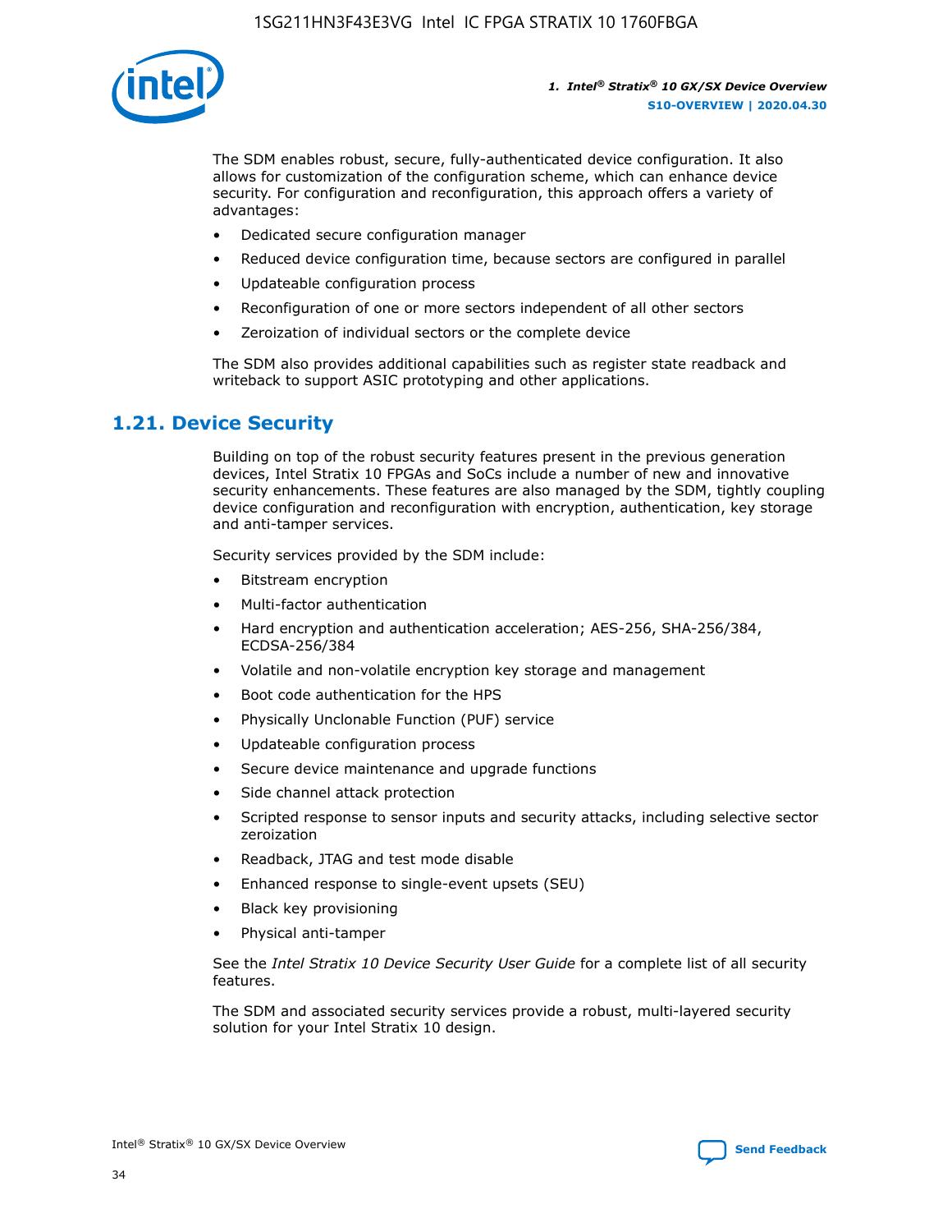The SDM enables robust, secure, fully-authenticated device configuration. It also allows for customization of the configuration scheme, which can enhance device security. For configuration and reconfiguration, this approach offers a variety of advantages:

- Dedicated secure configuration manager
- Reduced device configuration time, because sectors are configured in parallel
- Updateable configuration process
- Reconfiguration of one or more sectors independent of all other sectors
- Zeroization of individual sectors or the complete device

The SDM also provides additional capabilities such as register state readback and writeback to support ASIC prototyping and other applications.

## 1.21. Device Security

Building on top of the robust security features present in the previous generation devices, Intel Stratix 10 FPGAs and SoCs include a number of new and innovative security enhancements. These features are also managed by the SDM, tightly coupling device configuration and reconfiguration with encryption, authentication, key storage and anti-tamper services.

Security services provided by the SDM include:

- Bitstream encryption
- Multi-factor authentication
- Hard encryption and authentication acceleration; AES-256, SHA-256/384, ECDSA-256/384
- Volatile and non-volatile encryption key storage and management
- Boot code authentication for the HPS
- Physically Unclonable Function (PUF) service
- Updateable configuration process
- Secure device maintenance and upgrade functions
- Side channel attack protection
- Scripted response to sensor inputs and security attacks, including selective sector zeroization
- Readback, JTAG and test mode disable
- Enhanced response to single-event upsets (SEU)
- Black key provisioning
- Physical anti-tamper

See the *Intel Stratix 10 Device Security User Guide* for a complete list of all security features.

The SDM and associated security services provide a robust, multi-layered security solution for your Intel Stratix 10 design.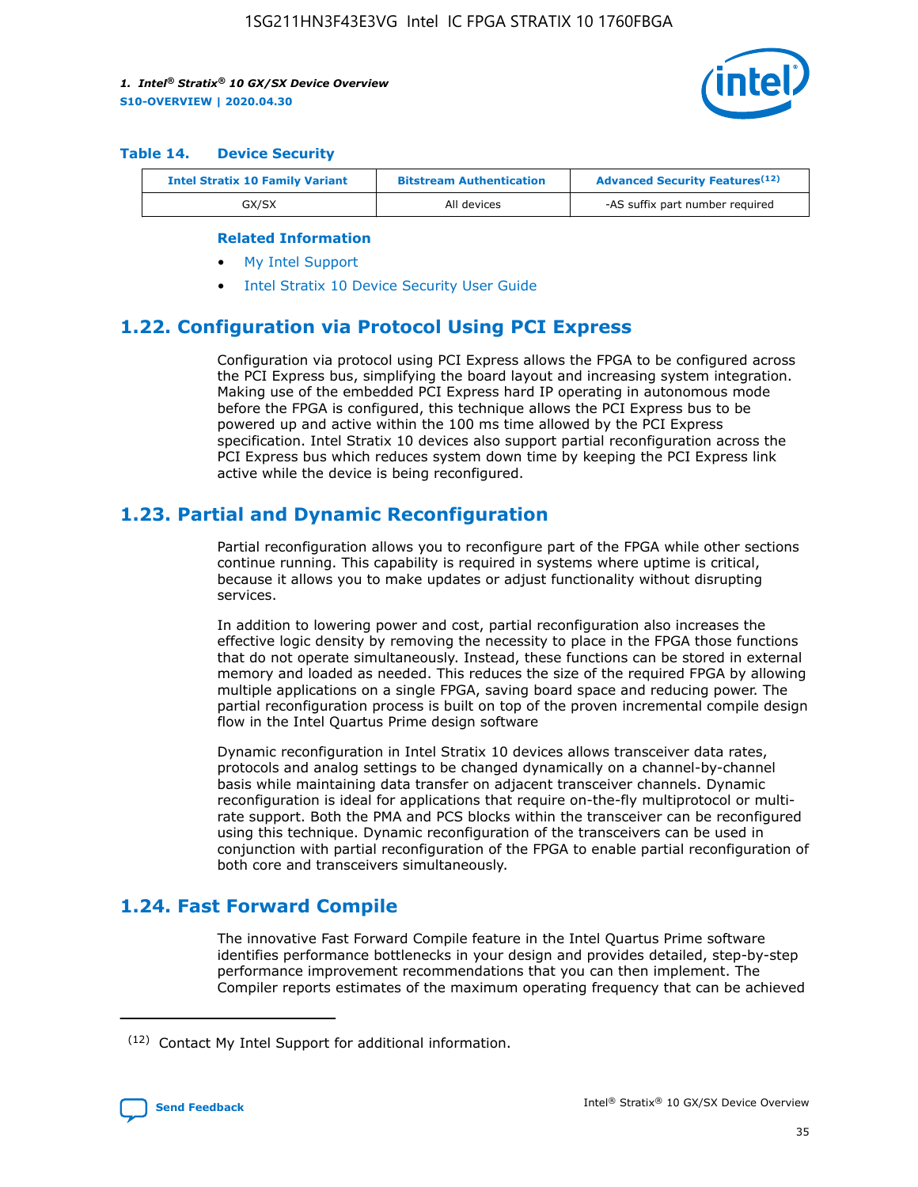**Table 14. Device Security**

| Intel Stratix 10 Family Variant | Bitstream Authentication | Advanced Security Features[12] |
| --- | --- | --- |
| GX/SX | All devices | -AS suffix part number required |

**Related Information**

- My Intel Support
- Intel Stratix 10 Device Security User Guide

## 1.22. Configuration via Protocol Using PCI Express

Configuration via protocol using PCI Express allows the FPGA to be configured across the PCI Express bus, simplifying the board layout and increasing system integration. Making use of the embedded PCI Express hard IP operating in autonomous mode before the FPGA is configured, this technique allows the PCI Express bus to be powered up and active within the 100 ms time allowed by the PCI Express specification. Intel Stratix 10 devices also support partial reconfiguration across the PCI Express bus which reduces system down time by keeping the PCI Express link active while the device is being reconfigured.

## 1.23. Partial and Dynamic Reconfiguration

Partial reconfiguration allows you to reconfigure part of the FPGA while other sections continue running. This capability is required in systems where uptime is critical, because it allows you to make updates or adjust functionality without disrupting services.

In addition to lowering power and cost, partial reconfiguration also increases the effective logic density by removing the necessity to place in the FPGA those functions that do not operate simultaneously. Instead, these functions can be stored in external memory and loaded as needed. This reduces the size of the required FPGA by allowing multiple applications on a single FPGA, saving board space and reducing power. The partial reconfiguration process is built on top of the proven incremental compile design flow in the Intel Quartus Prime design software

Dynamic reconfiguration in Intel Stratix 10 devices allows transceiver data rates, protocols and analog settings to be changed dynamically on a channel-by-channel basis while maintaining data transfer on adjacent transceiver channels. Dynamic reconfiguration is ideal for applications that require on-the-fly multiprotocol or multi-rate support. Both the PMA and PCS blocks within the transceiver can be reconfigured using this technique. Dynamic reconfiguration of the transceivers can be used in conjunction with partial reconfiguration of the FPGA to enable partial reconfiguration of both core and transceivers simultaneously.

## 1.24. Fast Forward Compile

The innovative Fast Forward Compile feature in the Intel Quartus Prime software identifies performance bottlenecks in your design and provides detailed, step-by-step performance improvement recommendations that you can then implement. The Compiler reports estimates of the maximum operating frequency that can be achieved

(12) Contact My Intel Support for additional information.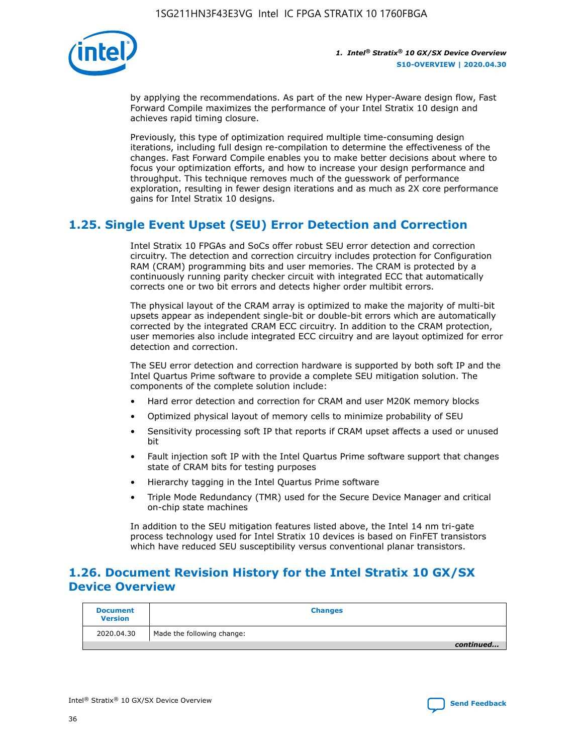by applying the recommendations. As part of the new Hyper-Aware design flow, Fast Forward Compile maximizes the performance of your Intel Stratix 10 design and achieves rapid timing closure.

Previously, this type of optimization required multiple time-consuming design iterations, including full design re-compilation to determine the effectiveness of the changes. Fast Forward Compile enables you to make better decisions about where to focus your optimization efforts, and how to increase your design performance and throughput. This technique removes much of the guesswork of performance exploration, resulting in fewer design iterations and as much as 2X core performance gains for Intel Stratix 10 designs.

## 1.25. Single Event Upset (SEU) Error Detection and Correction

Intel Stratix 10 FPGAs and SoCs offer robust SEU error detection and correction circuitry. The detection and correction circuitry includes protection for Configuration RAM (CRAM) programming bits and user memories. The CRAM is protected by a continuously running parity checker circuit with integrated ECC that automatically corrects one or two bit errors and detects higher order multibit errors.

The physical layout of the CRAM array is optimized to make the majority of multi-bit upsets appear as independent single-bit or double-bit errors which are automatically corrected by the integrated CRAM ECC circuitry. In addition to the CRAM protection, user memories also include integrated ECC circuitry and are layout optimized for error detection and correction.

The SEU error detection and correction hardware is supported by both soft IP and the Intel Quartus Prime software to provide a complete SEU mitigation solution. The components of the complete solution include:

- Hard error detection and correction for CRAM and user M20K memory blocks
- Optimized physical layout of memory cells to minimize probability of SEU
- Sensitivity processing soft IP that reports if CRAM upset affects a used or unused bit
- Fault injection soft IP with the Intel Quartus Prime software support that changes state of CRAM bits for testing purposes
- Hierarchy tagging in the Intel Quartus Prime software
- Triple Mode Redundancy (TMR) used for the Secure Device Manager and critical on-chip state machines

In addition to the SEU mitigation features listed above, the Intel 14 nm tri-gate process technology used for Intel Stratix 10 devices is based on FinFET transistors which have reduced SEU susceptibility versus conventional planar transistors.

## 1.26. Document Revision History for the Intel Stratix 10 GX/SX Device Overview

| Document Version | Changes |
|---|---|
| 2020.04.30 | Made the following change: |

*continued...*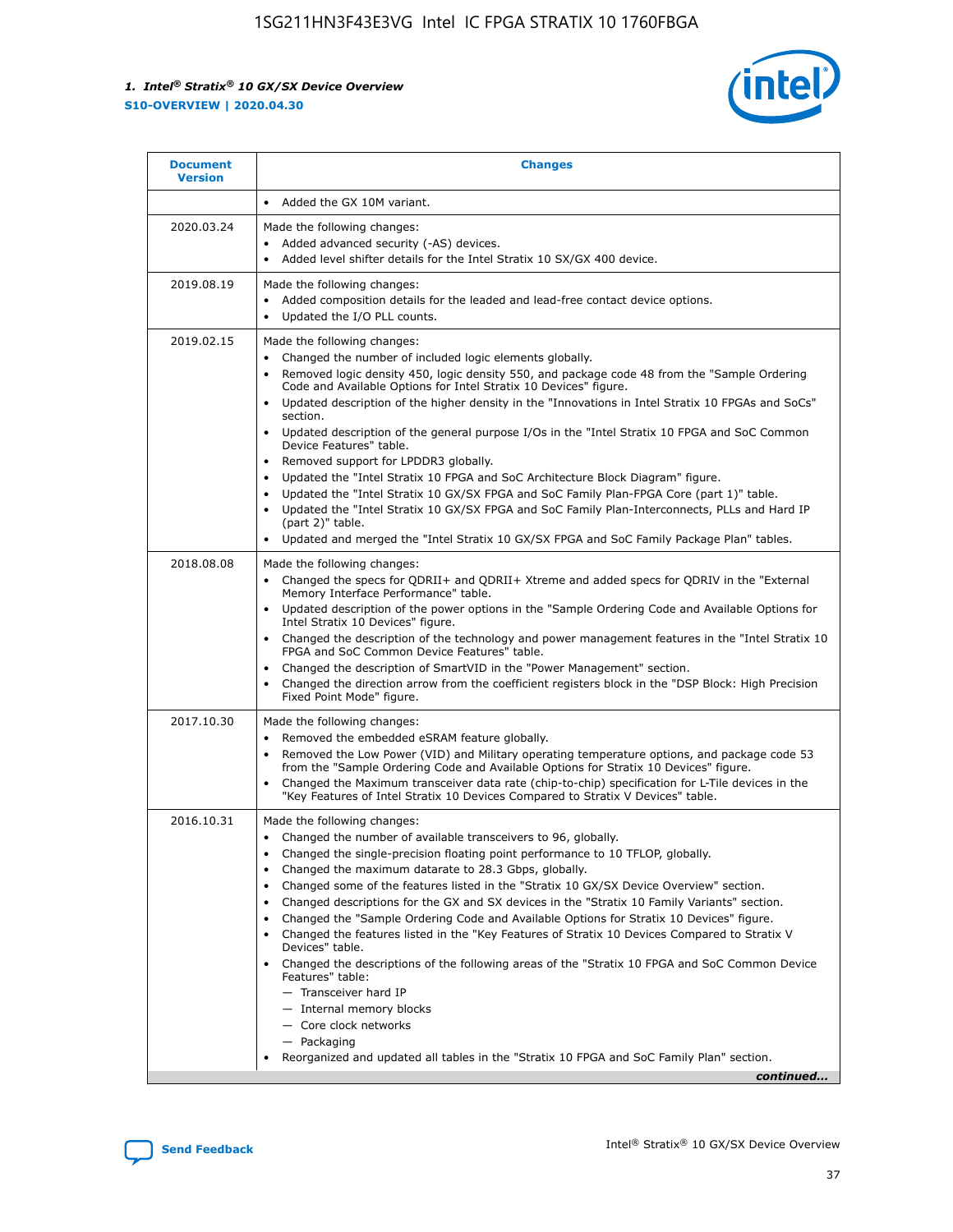| Document Version | Changes |
| --- | --- |
| | • Added the GX 10M variant. |
| 2020.03.24 | Made the following changes:<br>• Added advanced security (-AS) devices.<br>• Added level shifter details for the Intel Stratix 10 SX/GX 400 device. |
| 2019.08.19 | Made the following changes:<br>• Added composition details for the leaded and lead-free contact device options.<br>• Updated the I/O PLL counts. |
| 2019.02.15 | Made the following changes:<br>• Changed the number of included logic elements globally.<br>• Removed logic density 450, logic density 550, and package code 48 from the "Sample Ordering Code and Available Options for Intel Stratix 10 Devices" figure.<br>• Updated description of the higher density in the "Innovations in Intel Stratix 10 FPGAs and SoCs" section.<br>• Updated description of the general purpose I/Os in the "Intel Stratix 10 FPGA and SoC Common Device Features" table.<br>• Removed support for LPDDR3 globally.<br>• Updated the "Intel Stratix 10 FPGA and SoC Architecture Block Diagram" figure.<br>• Updated the "Intel Stratix 10 GX/SX FPGA and SoC Family Plan-FPGA Core (part 1)" table.<br>• Updated the "Intel Stratix 10 GX/SX FPGA and SoC Family Plan-Interconnects, PLLs and Hard IP (part 2)" table.<br>• Updated and merged the "Intel Stratix 10 GX/SX FPGA and SoC Family Package Plan" tables. |
| 2018.08.08 | Made the following changes:<br>• Changed the specs for QDRII+ and QDRII+ Xtreme and added specs for QDRIV in the "External Memory Interface Performance" table.<br>• Updated description of the power options in the "Sample Ordering Code and Available Options for Intel Stratix 10 Devices" figure.<br>• Changed the description of the technology and power management features in the "Intel Stratix 10 FPGA and SoC Common Device Features" table.<br>• Changed the description of SmartVID in the "Power Management" section.<br>• Changed the direction arrow from the coefficient registers block in the "DSP Block: High Precision Fixed Point Mode" figure. |
| 2017.10.30 | Made the following changes:<br>• Removed the embedded eSRAM feature globally.<br>• Removed the Low Power (VID) and Military operating temperature options, and package code 53 from the "Sample Ordering Code and Available Options for Stratix 10 Devices" figure.<br>• Changed the Maximum transceiver data rate (chip-to-chip) specification for L-Tile devices in the "Key Features of Intel Stratix 10 Devices Compared to Stratix V Devices" table. |
| 2016.10.31 | Made the following changes:<br>• Changed the number of available transceivers to 96, globally.<br>• Changed the single-precision floating point performance to 10 TFLOP, globally.<br>• Changed the maximum datarate to 28.3 Gbps, globally.<br>• Changed some of the features listed in the "Stratix 10 GX/SX Device Overview" section.<br>• Changed descriptions for the GX and SX devices in the "Stratix 10 Family Variants" section.<br>• Changed the "Sample Ordering Code and Available Options for Stratix 10 Devices" figure.<br>• Changed the features listed in the "Key Features of Stratix 10 Devices Compared to Stratix V Devices" table.<br>• Changed the descriptions of the following areas of the "Stratix 10 FPGA and SoC Common Device Features" table:<br>— Transceiver hard IP<br>— Internal memory blocks<br>— Core clock networks<br>— Packaging<br>• Reorganized and updated all tables in the "Stratix 10 FPGA and SoC Family Plan" section. |

*continued...*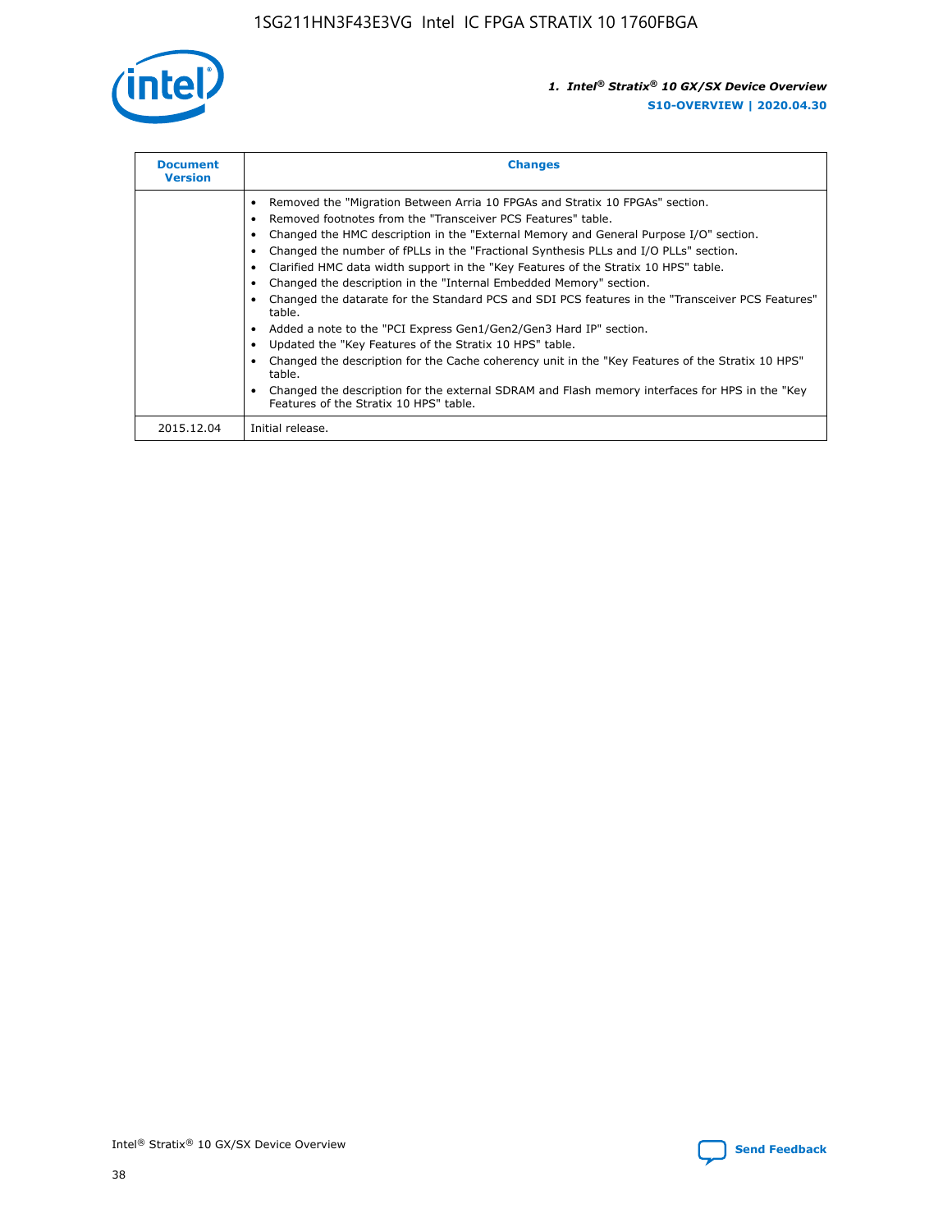| Document Version | Changes |
| --- | --- |
| | • Removed the "Migration Between Arria 10 FPGAs and Stratix 10 FPGAs" section.<br>• Removed footnotes from the "Transceiver PCS Features" table.<br>• Changed the HMC description in the "External Memory and General Purpose I/O" section.<br>• Changed the number of fPLLs in the "Fractional Synthesis PLLs and I/O PLLs" section.<br>• Clarified HMC data width support in the "Key Features of the Stratix 10 HPS" table.<br>• Changed the description in the "Internal Embedded Memory" section.<br>• Changed the datarate for the Standard PCS and SDI PCS features in the "Transceiver PCS Features" table.<br>• Added a note to the "PCI Express Gen1/Gen2/Gen3 Hard IP" section.<br>• Updated the "Key Features of the Stratix 10 HPS" table.<br>• Changed the description for the Cache coherency unit in the "Key Features of the Stratix 10 HPS" table.<br>• Changed the description for the external SDRAM and Flash memory interfaces for HPS in the "Key Features of the Stratix 10 HPS" table. |
| 2015.12.04 | Initial release. |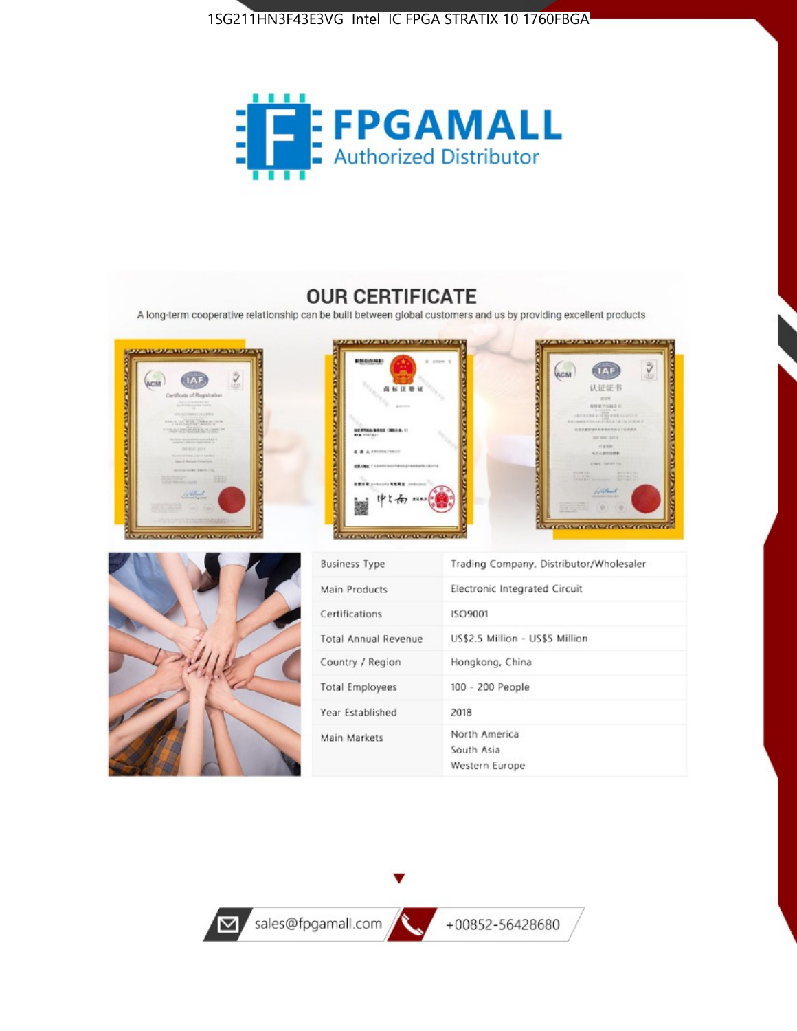# FPGAMALL

Authorized Distributor

## OUR CERTIFICATE

A long-term cooperative relationship can be built between global customers and us by providing excellent products

| | |
|---|---|
| Business Type | Trading Company, Distributor/Wholesaler |
| Main Products | Electronic Integrated Circuit |
| Certifications | ISO9001 |
| Total Annual Revenue | US$2.5 Million - US$5 Million |
| Country / Region | Hongkong, China |
| Total Employees | 100 - 200 People |
| Year Established | 2018 |
| Main Markets | North America<br>South Asia<br>Western Europe |

sales@fpgamall.com

+00852-56428680